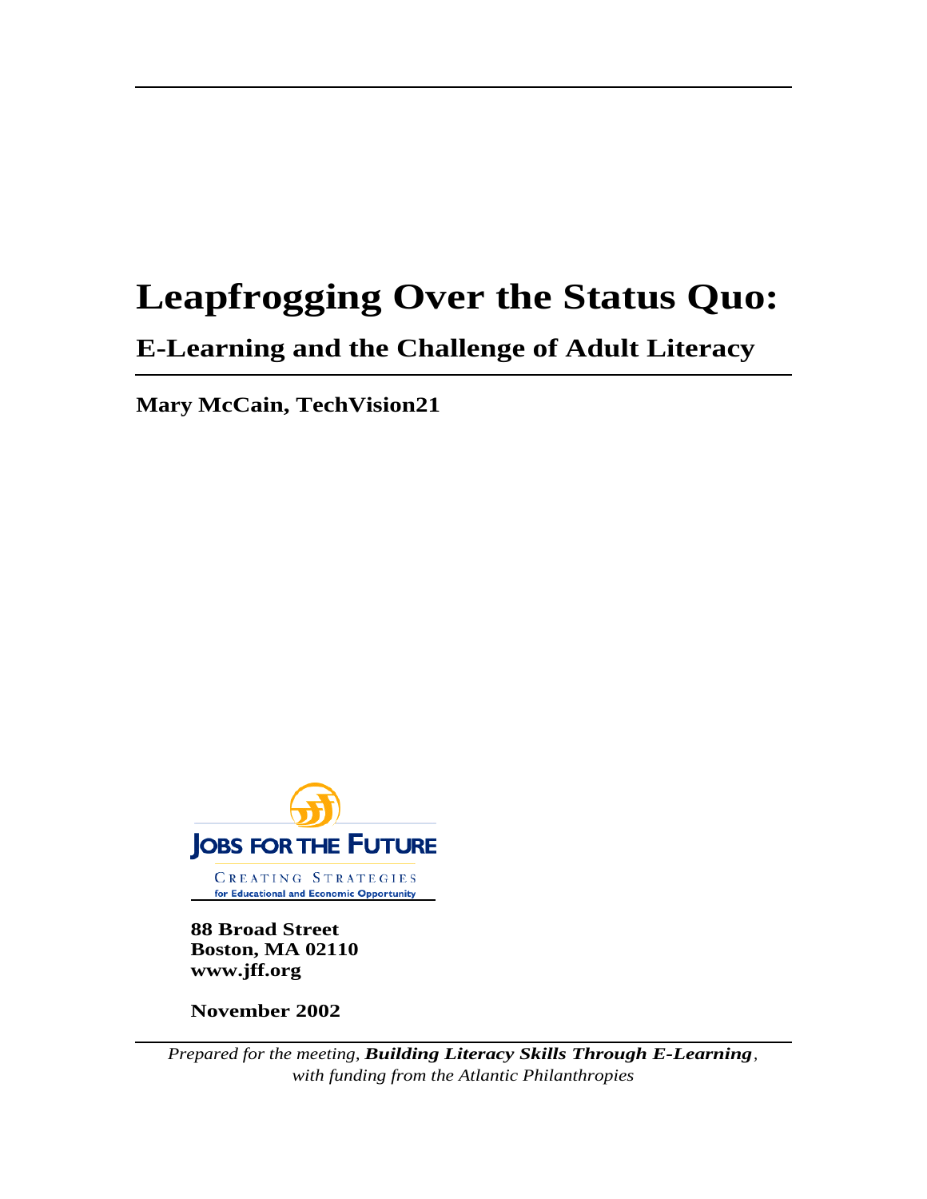# Leapfrogging Over the Status Quo:

## E-Learning and the Challenge of Adult Literacy

**Mary McCain, TechVision21**

JOBS FOR THE FUTURE

CREATING STRATEGIES
for Educational and Economic Opportunity

**88 Broad Street**
**Boston, MA 02110**
**www.jff.org**

**November 2002**

*Prepared for the meeting,* ***Building Literacy Skills Through E-Learning****,*
*with funding from the Atlantic Philanthropies*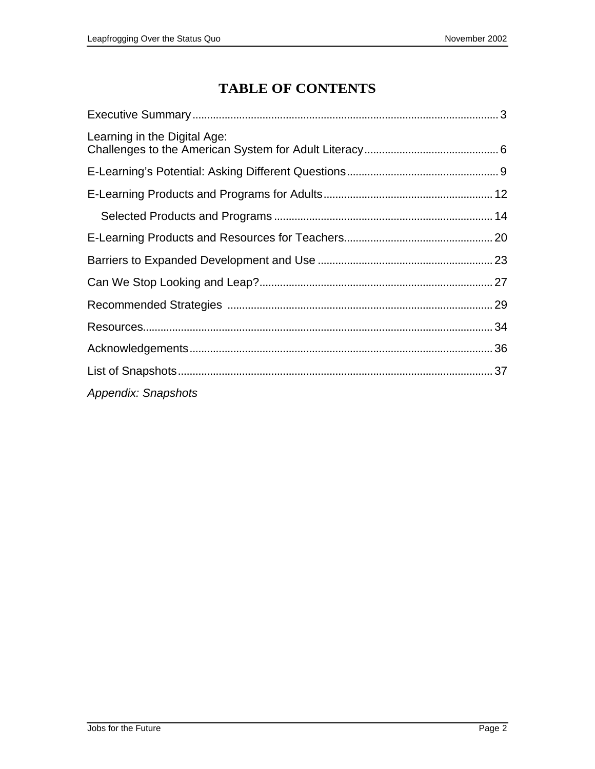# TABLE OF CONTENTS

Executive Summary ........................................................................................................ 3

Learning in the Digital Age:
Challenges to the American System for Adult Literacy ............................................. 6

E-Learning's Potential: Asking Different Questions .................................................... 9

E-Learning Products and Programs for Adults ......................................................... 12

  Selected Products and Programs .......................................................................... 14

E-Learning Products and Resources for Teachers .................................................. 20

Barriers to Expanded Development and Use ........................................................... 23

Can We Stop Looking and Leap? ............................................................................... 27

Recommended Strategies .......................................................................................... 29

Resources ...................................................................................................................... 34

Acknowledgements ...................................................................................................... 36

List of Snapshots .......................................................................................................... 37

*Appendix: Snapshots*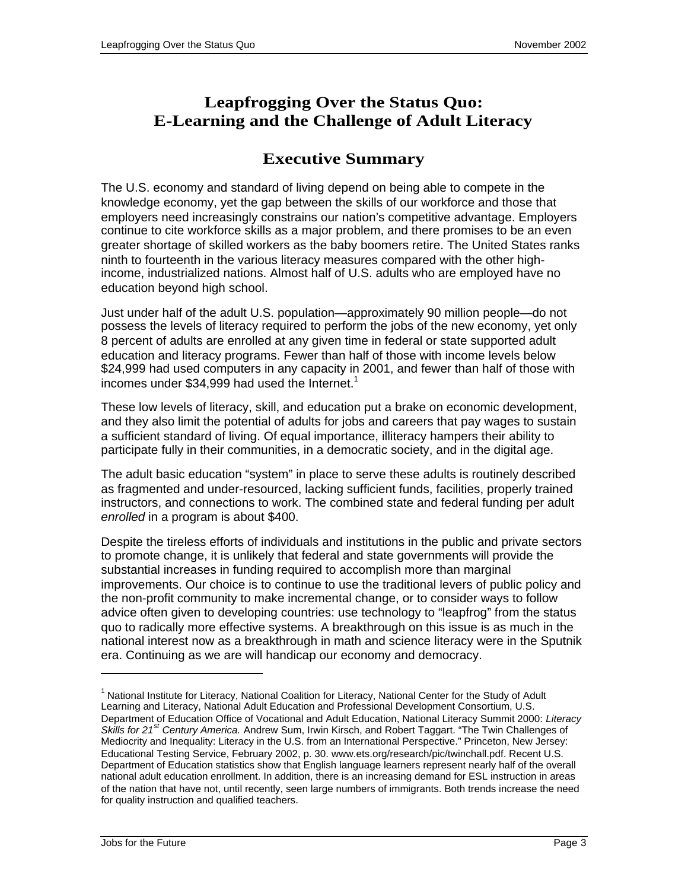# Leapfrogging Over the Status Quo: E-Learning and the Challenge of Adult Literacy

## Executive Summary

The U.S. economy and standard of living depend on being able to compete in the knowledge economy, yet the gap between the skills of our workforce and those that employers need increasingly constrains our nation's competitive advantage. Employers continue to cite workforce skills as a major problem, and there promises to be an even greater shortage of skilled workers as the baby boomers retire. The United States ranks ninth to fourteenth in the various literacy measures compared with the other high-income, industrialized nations. Almost half of U.S. adults who are employed have no education beyond high school.

Just under half of the adult U.S. population—approximately 90 million people—do not possess the levels of literacy required to perform the jobs of the new economy, yet only 8 percent of adults are enrolled at any given time in federal or state supported adult education and literacy programs. Fewer than half of those with income levels below $24,999 had used computers in any capacity in 2001, and fewer than half of those with incomes under $34,999 had used the Internet.[1]

These low levels of literacy, skill, and education put a brake on economic development, and they also limit the potential of adults for jobs and careers that pay wages to sustain a sufficient standard of living. Of equal importance, illiteracy hampers their ability to participate fully in their communities, in a democratic society, and in the digital age.

The adult basic education "system" in place to serve these adults is routinely described as fragmented and under-resourced, lacking sufficient funds, facilities, properly trained instructors, and connections to work. The combined state and federal funding per adult *enrolled* in a program is about $400.

Despite the tireless efforts of individuals and institutions in the public and private sectors to promote change, it is unlikely that federal and state governments will provide the substantial increases in funding required to accomplish more than marginal improvements. Our choice is to continue to use the traditional levers of public policy and the non-profit community to make incremental change, or to consider ways to follow advice often given to developing countries: use technology to "leapfrog" from the status quo to radically more effective systems. A breakthrough on this issue is as much in the national interest now as a breakthrough in math and science literacy were in the Sputnik era. Continuing as we are will handicap our economy and democracy.

---

[1] National Institute for Literacy, National Coalition for Literacy, National Center for the Study of Adult Learning and Literacy, National Adult Education and Professional Development Consortium, U.S. Department of Education Office of Vocational and Adult Education, National Literacy Summit 2000: *Literacy Skills for 21st Century America.* Andrew Sum, Irwin Kirsch, and Robert Taggart. "The Twin Challenges of Mediocrity and Inequality: Literacy in the U.S. from an International Perspective." Princeton, New Jersey: Educational Testing Service, February 2002, p. 30. www.ets.org/research/pic/twinchall.pdf. Recent U.S. Department of Education statistics show that English language learners represent nearly half of the overall national adult education enrollment. In addition, there is an increasing demand for ESL instruction in areas of the nation that have not, until recently, seen large numbers of immigrants. Both trends increase the need for quality instruction and qualified teachers.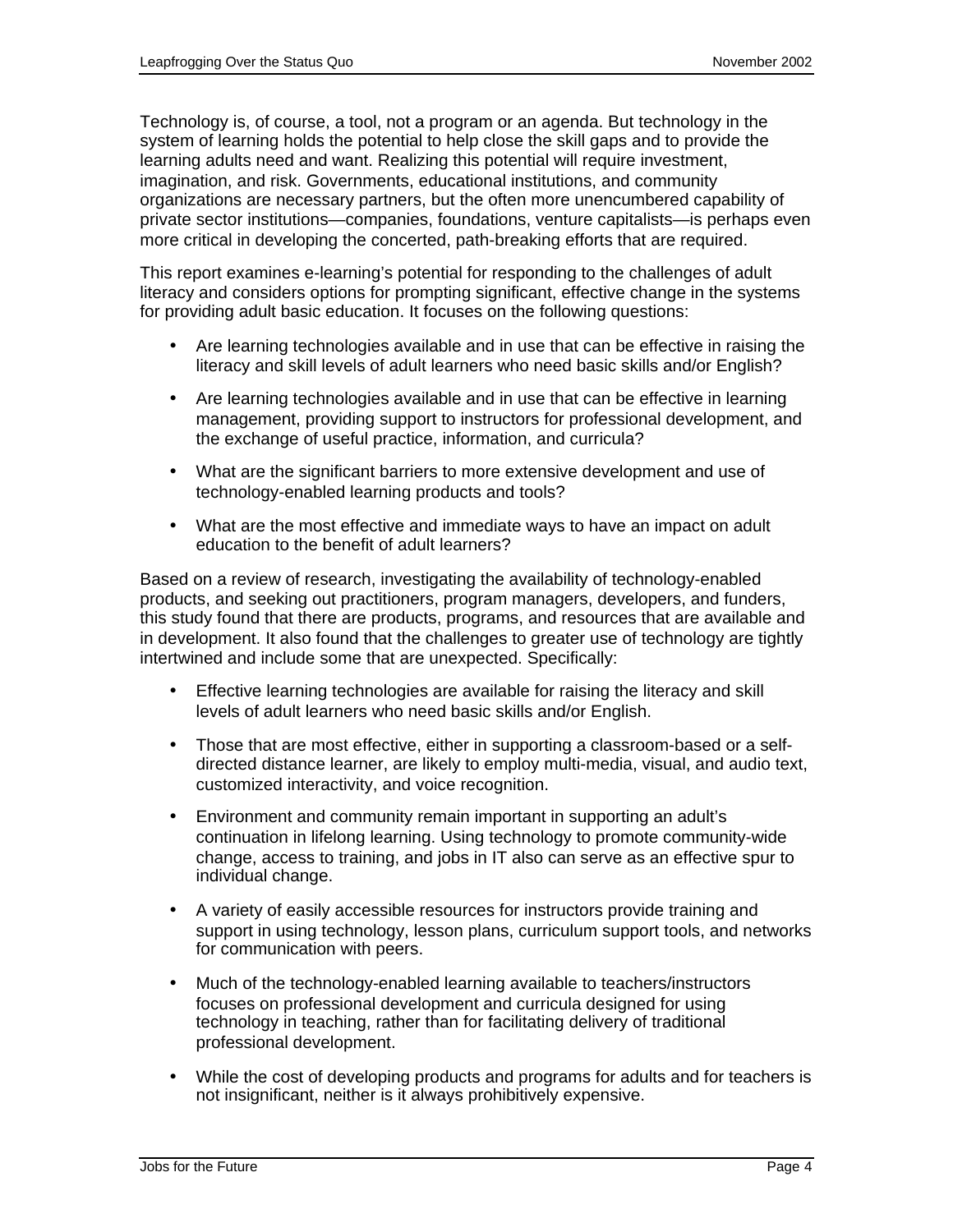Technology is, of course, a tool, not a program or an agenda. But technology in the system of learning holds the potential to help close the skill gaps and to provide the learning adults need and want. Realizing this potential will require investment, imagination, and risk. Governments, educational institutions, and community organizations are necessary partners, but the often more unencumbered capability of private sector institutions—companies, foundations, venture capitalists—is perhaps even more critical in developing the concerted, path-breaking efforts that are required.

This report examines e-learning's potential for responding to the challenges of adult literacy and considers options for prompting significant, effective change in the systems for providing adult basic education. It focuses on the following questions:

- Are learning technologies available and in use that can be effective in raising the literacy and skill levels of adult learners who need basic skills and/or English?
- Are learning technologies available and in use that can be effective in learning management, providing support to instructors for professional development, and the exchange of useful practice, information, and curricula?
- What are the significant barriers to more extensive development and use of technology-enabled learning products and tools?
- What are the most effective and immediate ways to have an impact on adult education to the benefit of adult learners?

Based on a review of research, investigating the availability of technology-enabled products, and seeking out practitioners, program managers, developers, and funders, this study found that there are products, programs, and resources that are available and in development. It also found that the challenges to greater use of technology are tightly intertwined and include some that are unexpected. Specifically:

- Effective learning technologies are available for raising the literacy and skill levels of adult learners who need basic skills and/or English.
- Those that are most effective, either in supporting a classroom-based or a self-directed distance learner, are likely to employ multi-media, visual, and audio text, customized interactivity, and voice recognition.
- Environment and community remain important in supporting an adult's continuation in lifelong learning. Using technology to promote community-wide change, access to training, and jobs in IT also can serve as an effective spur to individual change.
- A variety of easily accessible resources for instructors provide training and support in using technology, lesson plans, curriculum support tools, and networks for communication with peers.
- Much of the technology-enabled learning available to teachers/instructors focuses on professional development and curricula designed for using technology in teaching, rather than for facilitating delivery of traditional professional development.
- While the cost of developing products and programs for adults and for teachers is not insignificant, neither is it always prohibitively expensive.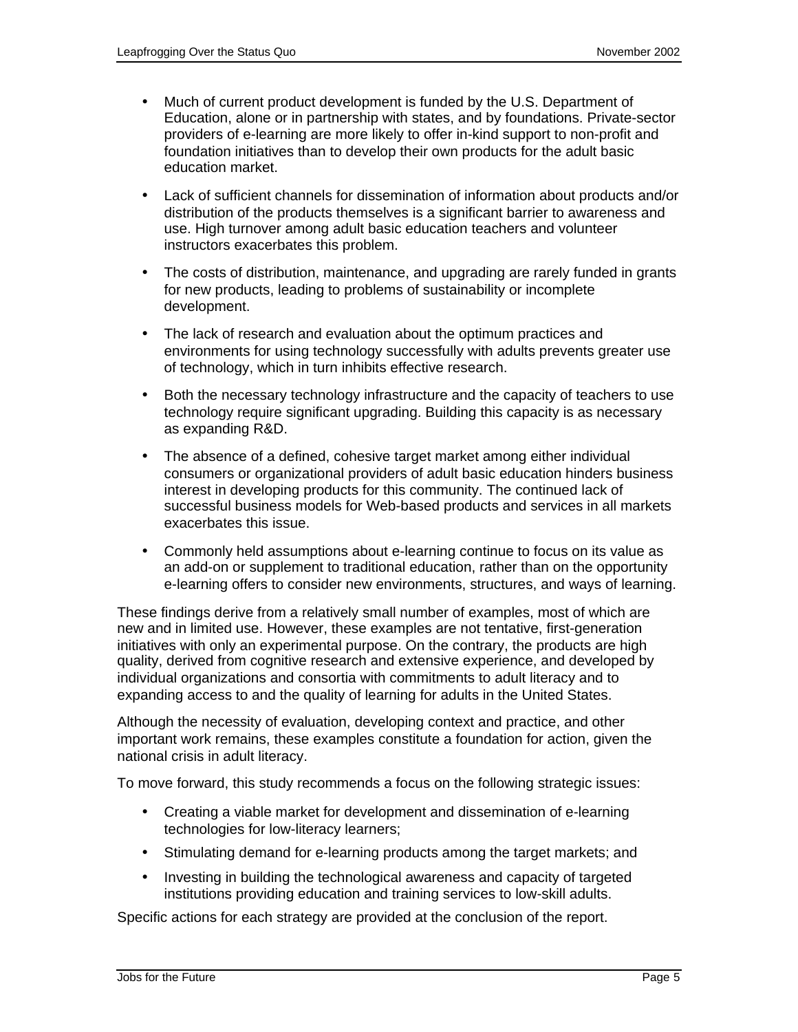- Much of current product development is funded by the U.S. Department of Education, alone or in partnership with states, and by foundations. Private-sector providers of e-learning are more likely to offer in-kind support to non-profit and foundation initiatives than to develop their own products for the adult basic education market.

- Lack of sufficient channels for dissemination of information about products and/or distribution of the products themselves is a significant barrier to awareness and use. High turnover among adult basic education teachers and volunteer instructors exacerbates this problem.

- The costs of distribution, maintenance, and upgrading are rarely funded in grants for new products, leading to problems of sustainability or incomplete development.

- The lack of research and evaluation about the optimum practices and environments for using technology successfully with adults prevents greater use of technology, which in turn inhibits effective research.

- Both the necessary technology infrastructure and the capacity of teachers to use technology require significant upgrading. Building this capacity is as necessary as expanding R&D.

- The absence of a defined, cohesive target market among either individual consumers or organizational providers of adult basic education hinders business interest in developing products for this community. The continued lack of successful business models for Web-based products and services in all markets exacerbates this issue.

- Commonly held assumptions about e-learning continue to focus on its value as an add-on or supplement to traditional education, rather than on the opportunity e-learning offers to consider new environments, structures, and ways of learning.

These findings derive from a relatively small number of examples, most of which are new and in limited use. However, these examples are not tentative, first-generation initiatives with only an experimental purpose. On the contrary, the products are high quality, derived from cognitive research and extensive experience, and developed by individual organizations and consortia with commitments to adult literacy and to expanding access to and the quality of learning for adults in the United States.

Although the necessity of evaluation, developing context and practice, and other important work remains, these examples constitute a foundation for action, given the national crisis in adult literacy.

To move forward, this study recommends a focus on the following strategic issues:

- Creating a viable market for development and dissemination of e-learning technologies for low-literacy learners;
- Stimulating demand for e-learning products among the target markets; and
- Investing in building the technological awareness and capacity of targeted institutions providing education and training services to low-skill adults.

Specific actions for each strategy are provided at the conclusion of the report.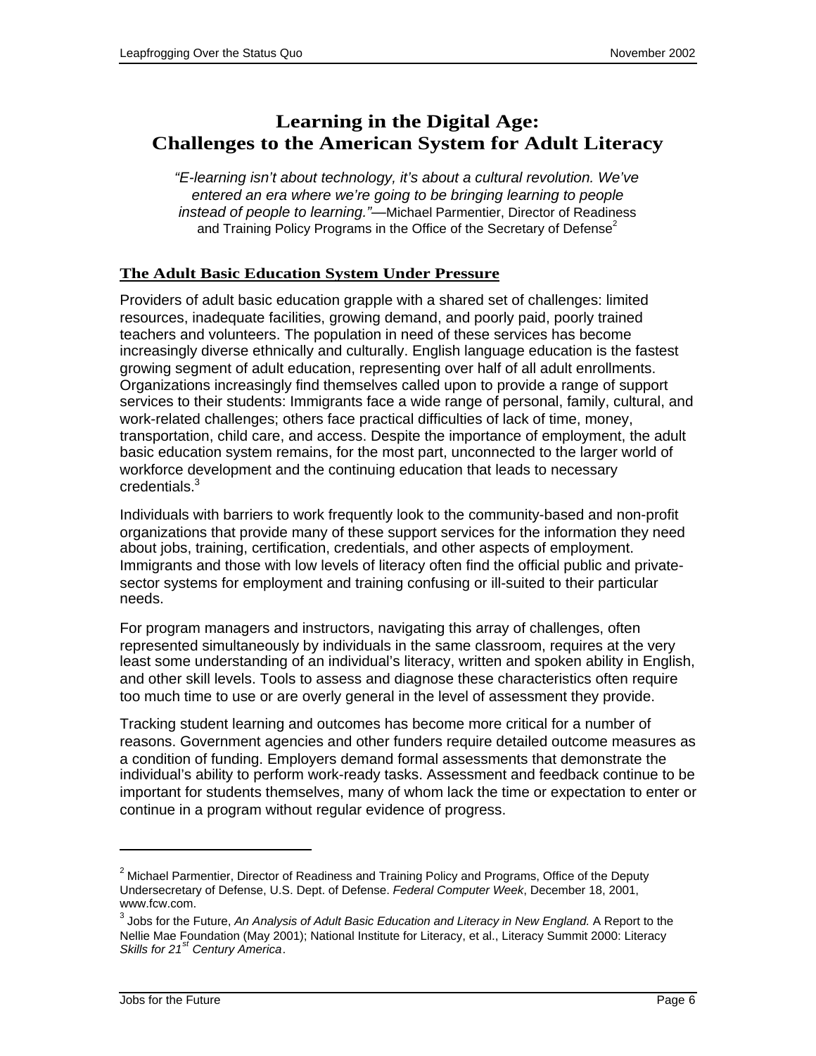# Learning in the Digital Age: Challenges to the American System for Adult Literacy

*"E-learning isn't about technology, it's about a cultural revolution. We've entered an era where we're going to be bringing learning to people instead of people to learning."*—Michael Parmentier, Director of Readiness and Training Policy Programs in the Office of the Secretary of Defense[2]

## The Adult Basic Education System Under Pressure

Providers of adult basic education grapple with a shared set of challenges: limited resources, inadequate facilities, growing demand, and poorly paid, poorly trained teachers and volunteers. The population in need of these services has become increasingly diverse ethnically and culturally. English language education is the fastest growing segment of adult education, representing over half of all adult enrollments. Organizations increasingly find themselves called upon to provide a range of support services to their students: Immigrants face a wide range of personal, family, cultural, and work-related challenges; others face practical difficulties of lack of time, money, transportation, child care, and access. Despite the importance of employment, the adult basic education system remains, for the most part, unconnected to the larger world of workforce development and the continuing education that leads to necessary credentials.[3]

Individuals with barriers to work frequently look to the community-based and non-profit organizations that provide many of these support services for the information they need about jobs, training, certification, credentials, and other aspects of employment. Immigrants and those with low levels of literacy often find the official public and private-sector systems for employment and training confusing or ill-suited to their particular needs.

For program managers and instructors, navigating this array of challenges, often represented simultaneously by individuals in the same classroom, requires at the very least some understanding of an individual's literacy, written and spoken ability in English, and other skill levels. Tools to assess and diagnose these characteristics often require too much time to use or are overly general in the level of assessment they provide.

Tracking student learning and outcomes has become more critical for a number of reasons. Government agencies and other funders require detailed outcome measures as a condition of funding. Employers demand formal assessments that demonstrate the individual's ability to perform work-ready tasks. Assessment and feedback continue to be important for students themselves, many of whom lack the time or expectation to enter or continue in a program without regular evidence of progress.

---

[2] Michael Parmentier, Director of Readiness and Training Policy and Programs, Office of the Deputy Undersecretary of Defense, U.S. Dept. of Defense. *Federal Computer Week*, December 18, 2001, www.fcw.com.

[3] Jobs for the Future, *An Analysis of Adult Basic Education and Literacy in New England.* A Report to the Nellie Mae Foundation (May 2001); National Institute for Literacy, et al., Literacy Summit 2000: Literacy *Skills for 21st Century America*.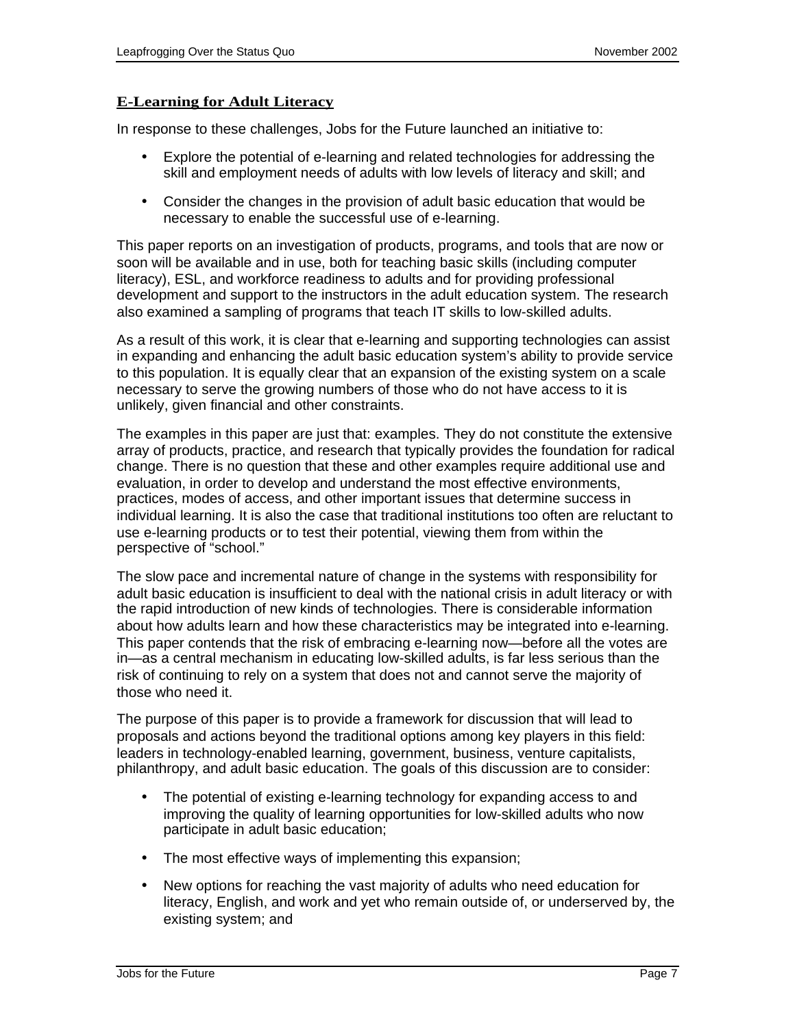## E-Learning for Adult Literacy

In response to these challenges, Jobs for the Future launched an initiative to:

- Explore the potential of e-learning and related technologies for addressing the skill and employment needs of adults with low levels of literacy and skill; and
- Consider the changes in the provision of adult basic education that would be necessary to enable the successful use of e-learning.

This paper reports on an investigation of products, programs, and tools that are now or soon will be available and in use, both for teaching basic skills (including computer literacy), ESL, and workforce readiness to adults and for providing professional development and support to the instructors in the adult education system. The research also examined a sampling of programs that teach IT skills to low-skilled adults.

As a result of this work, it is clear that e-learning and supporting technologies can assist in expanding and enhancing the adult basic education system's ability to provide service to this population. It is equally clear that an expansion of the existing system on a scale necessary to serve the growing numbers of those who do not have access to it is unlikely, given financial and other constraints.

The examples in this paper are just that: examples. They do not constitute the extensive array of products, practice, and research that typically provides the foundation for radical change. There is no question that these and other examples require additional use and evaluation, in order to develop and understand the most effective environments, practices, modes of access, and other important issues that determine success in individual learning. It is also the case that traditional institutions too often are reluctant to use e-learning products or to test their potential, viewing them from within the perspective of "school."

The slow pace and incremental nature of change in the systems with responsibility for adult basic education is insufficient to deal with the national crisis in adult literacy or with the rapid introduction of new kinds of technologies. There is considerable information about how adults learn and how these characteristics may be integrated into e-learning. This paper contends that the risk of embracing e-learning now—before all the votes are in—as a central mechanism in educating low-skilled adults, is far less serious than the risk of continuing to rely on a system that does not and cannot serve the majority of those who need it.

The purpose of this paper is to provide a framework for discussion that will lead to proposals and actions beyond the traditional options among key players in this field: leaders in technology-enabled learning, government, business, venture capitalists, philanthropy, and adult basic education. The goals of this discussion are to consider:

- The potential of existing e-learning technology for expanding access to and improving the quality of learning opportunities for low-skilled adults who now participate in adult basic education;
- The most effective ways of implementing this expansion;
- New options for reaching the vast majority of adults who need education for literacy, English, and work and yet who remain outside of, or underserved by, the existing system; and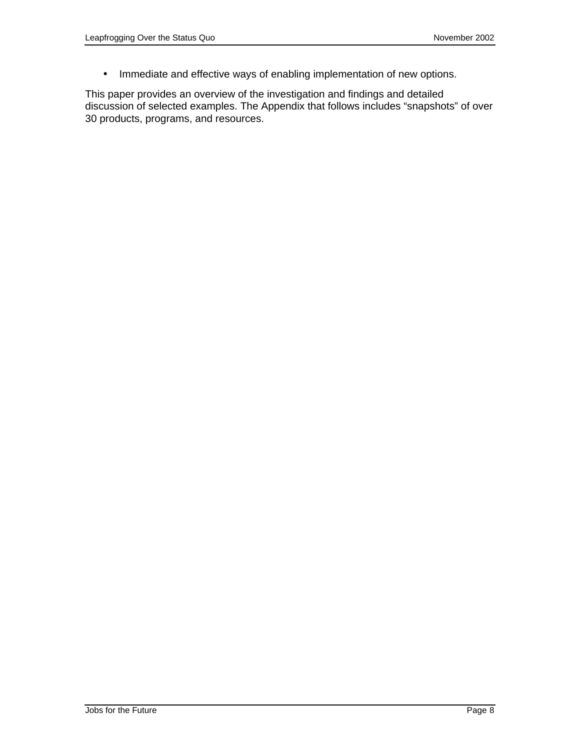- Immediate and effective ways of enabling implementation of new options.

This paper provides an overview of the investigation and findings and detailed discussion of selected examples. The Appendix that follows includes “snapshots” of over 30 products, programs, and resources.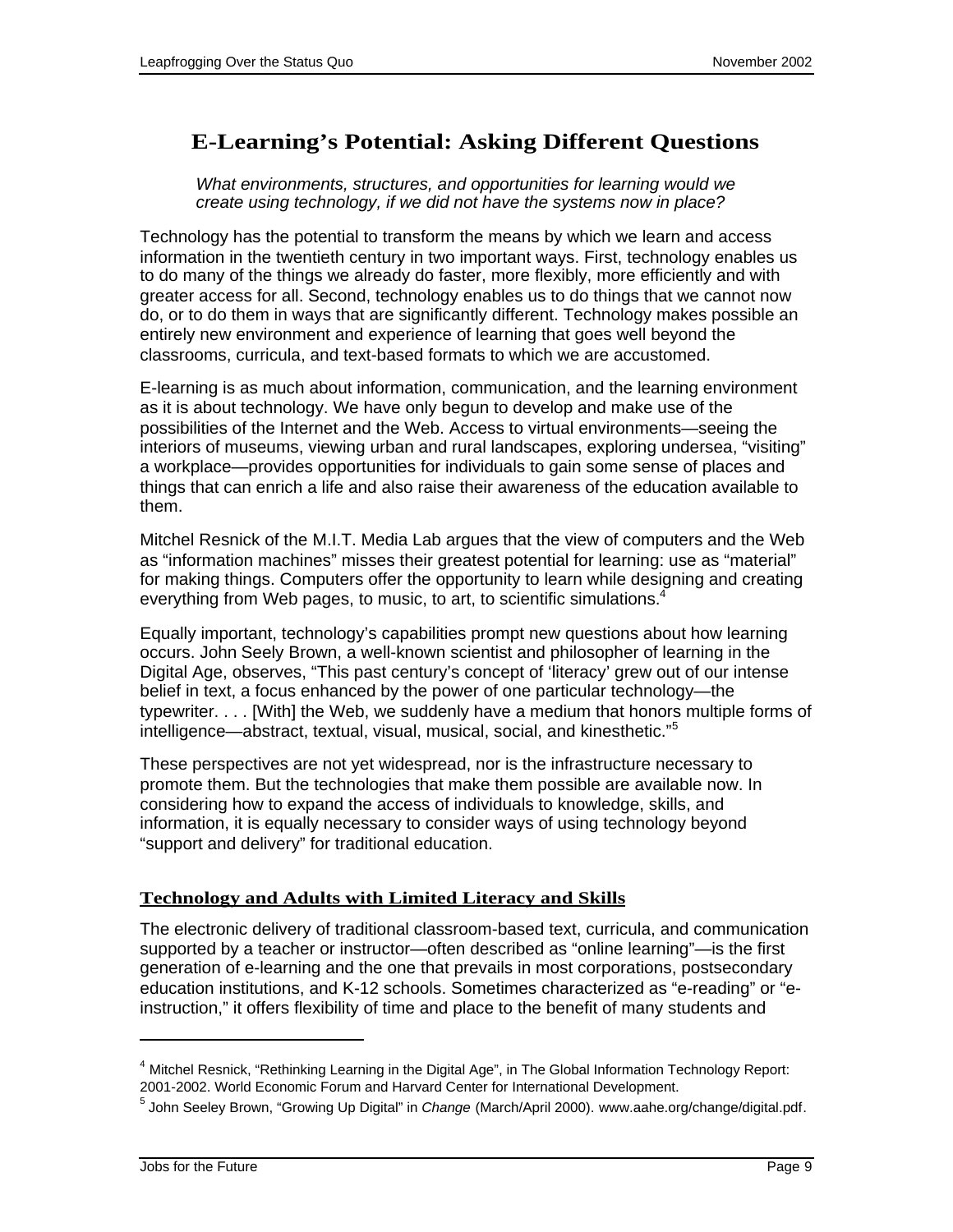## E-Learning's Potential: Asking Different Questions

*What environments, structures, and opportunities for learning would we create using technology, if we did not have the systems now in place?*

Technology has the potential to transform the means by which we learn and access information in the twentieth century in two important ways. First, technology enables us to do many of the things we already do faster, more flexibly, more efficiently and with greater access for all. Second, technology enables us to do things that we cannot now do, or to do them in ways that are significantly different. Technology makes possible an entirely new environment and experience of learning that goes well beyond the classrooms, curricula, and text-based formats to which we are accustomed.

E-learning is as much about information, communication, and the learning environment as it is about technology. We have only begun to develop and make use of the possibilities of the Internet and the Web. Access to virtual environments—seeing the interiors of museums, viewing urban and rural landscapes, exploring undersea, "visiting" a workplace—provides opportunities for individuals to gain some sense of places and things that can enrich a life and also raise their awareness of the education available to them.

Mitchel Resnick of the M.I.T. Media Lab argues that the view of computers and the Web as "information machines" misses their greatest potential for learning: use as "material" for making things. Computers offer the opportunity to learn while designing and creating everything from Web pages, to music, to art, to scientific simulations.[4]

Equally important, technology's capabilities prompt new questions about how learning occurs. John Seely Brown, a well-known scientist and philosopher of learning in the Digital Age, observes, "This past century's concept of 'literacy' grew out of our intense belief in text, a focus enhanced by the power of one particular technology—the typewriter. . . . [With] the Web, we suddenly have a medium that honors multiple forms of intelligence—abstract, textual, visual, musical, social, and kinesthetic."[5]

These perspectives are not yet widespread, nor is the infrastructure necessary to promote them. But the technologies that make them possible are available now. In considering how to expand the access of individuals to knowledge, skills, and information, it is equally necessary to consider ways of using technology beyond "support and delivery" for traditional education.

### Technology and Adults with Limited Literacy and Skills

The electronic delivery of traditional classroom-based text, curricula, and communication supported by a teacher or instructor—often described as "online learning"—is the first generation of e-learning and the one that prevails in most corporations, postsecondary education institutions, and K-12 schools. Sometimes characterized as "e-reading" or "e-instruction," it offers flexibility of time and place to the benefit of many students and

---

[4] Mitchel Resnick, "Rethinking Learning in the Digital Age", in The Global Information Technology Report: 2001-2002. World Economic Forum and Harvard Center for International Development.

[5] John Seeley Brown, "Growing Up Digital" in *Change* (March/April 2000). www.aahe.org/change/digital.pdf.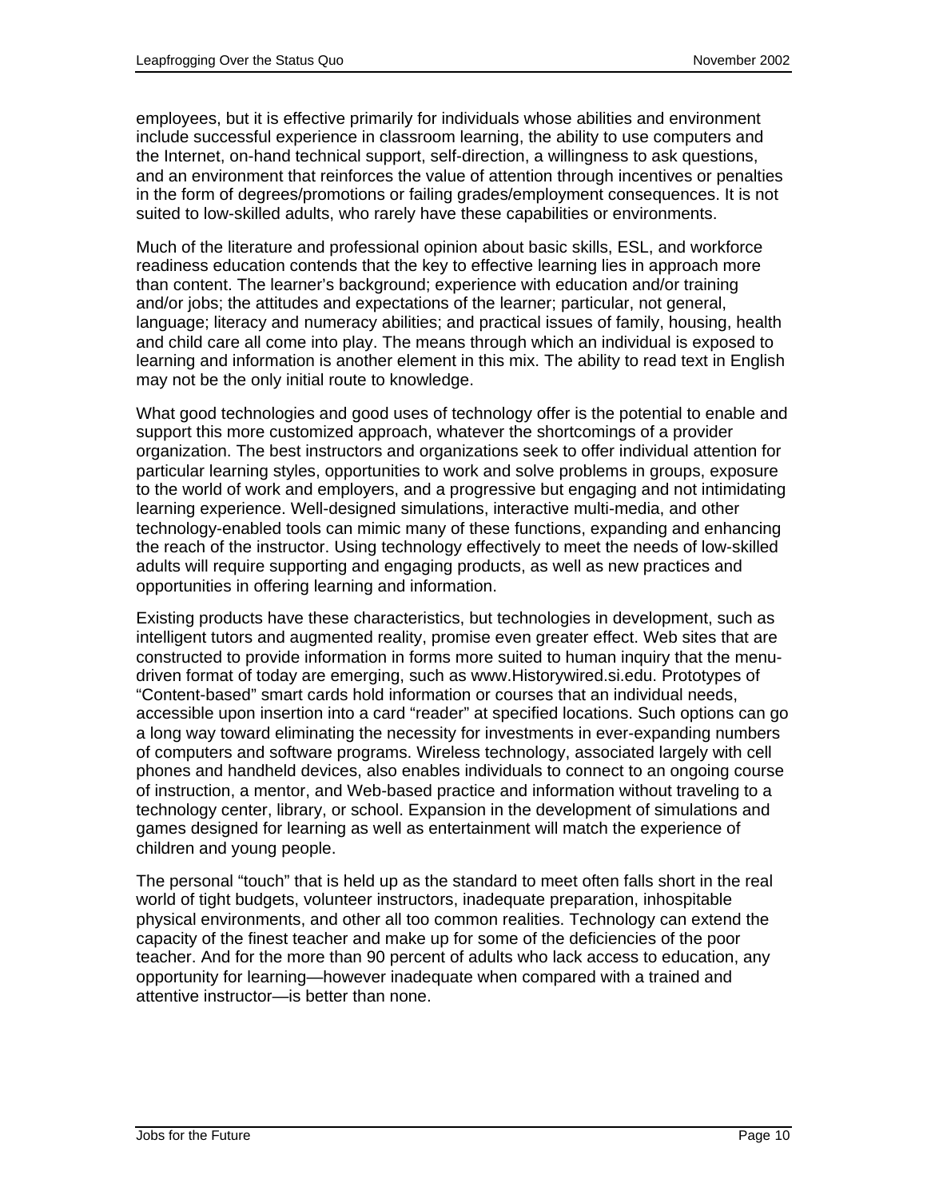employees, but it is effective primarily for individuals whose abilities and environment include successful experience in classroom learning, the ability to use computers and the Internet, on-hand technical support, self-direction, a willingness to ask questions, and an environment that reinforces the value of attention through incentives or penalties in the form of degrees/promotions or failing grades/employment consequences. It is not suited to low-skilled adults, who rarely have these capabilities or environments.

Much of the literature and professional opinion about basic skills, ESL, and workforce readiness education contends that the key to effective learning lies in approach more than content. The learner's background; experience with education and/or training and/or jobs; the attitudes and expectations of the learner; particular, not general, language; literacy and numeracy abilities; and practical issues of family, housing, health and child care all come into play. The means through which an individual is exposed to learning and information is another element in this mix. The ability to read text in English may not be the only initial route to knowledge.

What good technologies and good uses of technology offer is the potential to enable and support this more customized approach, whatever the shortcomings of a provider organization. The best instructors and organizations seek to offer individual attention for particular learning styles, opportunities to work and solve problems in groups, exposure to the world of work and employers, and a progressive but engaging and not intimidating learning experience. Well-designed simulations, interactive multi-media, and other technology-enabled tools can mimic many of these functions, expanding and enhancing the reach of the instructor. Using technology effectively to meet the needs of low-skilled adults will require supporting and engaging products, as well as new practices and opportunities in offering learning and information.

Existing products have these characteristics, but technologies in development, such as intelligent tutors and augmented reality, promise even greater effect. Web sites that are constructed to provide information in forms more suited to human inquiry that the menu-driven format of today are emerging, such as www.Historywired.si.edu. Prototypes of "Content-based" smart cards hold information or courses that an individual needs, accessible upon insertion into a card "reader" at specified locations. Such options can go a long way toward eliminating the necessity for investments in ever-expanding numbers of computers and software programs. Wireless technology, associated largely with cell phones and handheld devices, also enables individuals to connect to an ongoing course of instruction, a mentor, and Web-based practice and information without traveling to a technology center, library, or school. Expansion in the development of simulations and games designed for learning as well as entertainment will match the experience of children and young people.

The personal "touch" that is held up as the standard to meet often falls short in the real world of tight budgets, volunteer instructors, inadequate preparation, inhospitable physical environments, and other all too common realities. Technology can extend the capacity of the finest teacher and make up for some of the deficiencies of the poor teacher. And for the more than 90 percent of adults who lack access to education, any opportunity for learning—however inadequate when compared with a trained and attentive instructor—is better than none.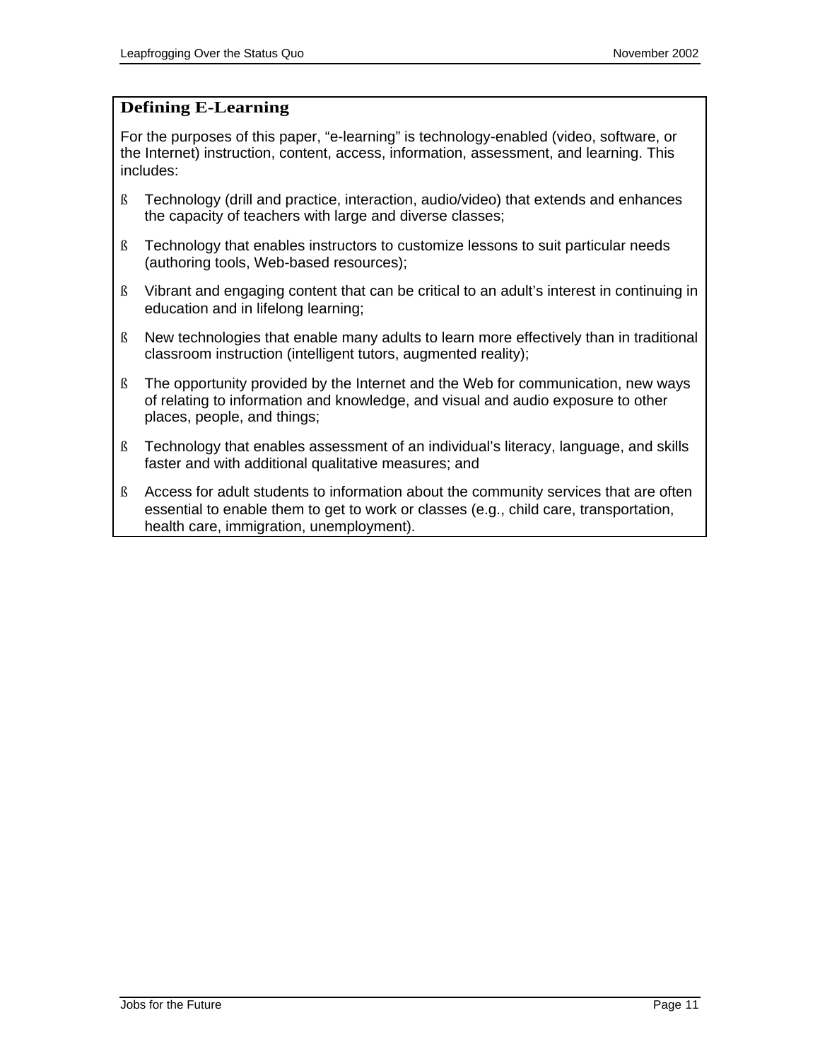### Defining E-Learning

For the purposes of this paper, "e-learning" is technology-enabled (video, software, or the Internet) instruction, content, access, information, assessment, and learning. This includes:

- Technology (drill and practice, interaction, audio/video) that extends and enhances the capacity of teachers with large and diverse classes;
- Technology that enables instructors to customize lessons to suit particular needs (authoring tools, Web-based resources);
- Vibrant and engaging content that can be critical to an adult's interest in continuing in education and in lifelong learning;
- New technologies that enable many adults to learn more effectively than in traditional classroom instruction (intelligent tutors, augmented reality);
- The opportunity provided by the Internet and the Web for communication, new ways of relating to information and knowledge, and visual and audio exposure to other places, people, and things;
- Technology that enables assessment of an individual's literacy, language, and skills faster and with additional qualitative measures; and
- Access for adult students to information about the community services that are often essential to enable them to get to work or classes (e.g., child care, transportation, health care, immigration, unemployment).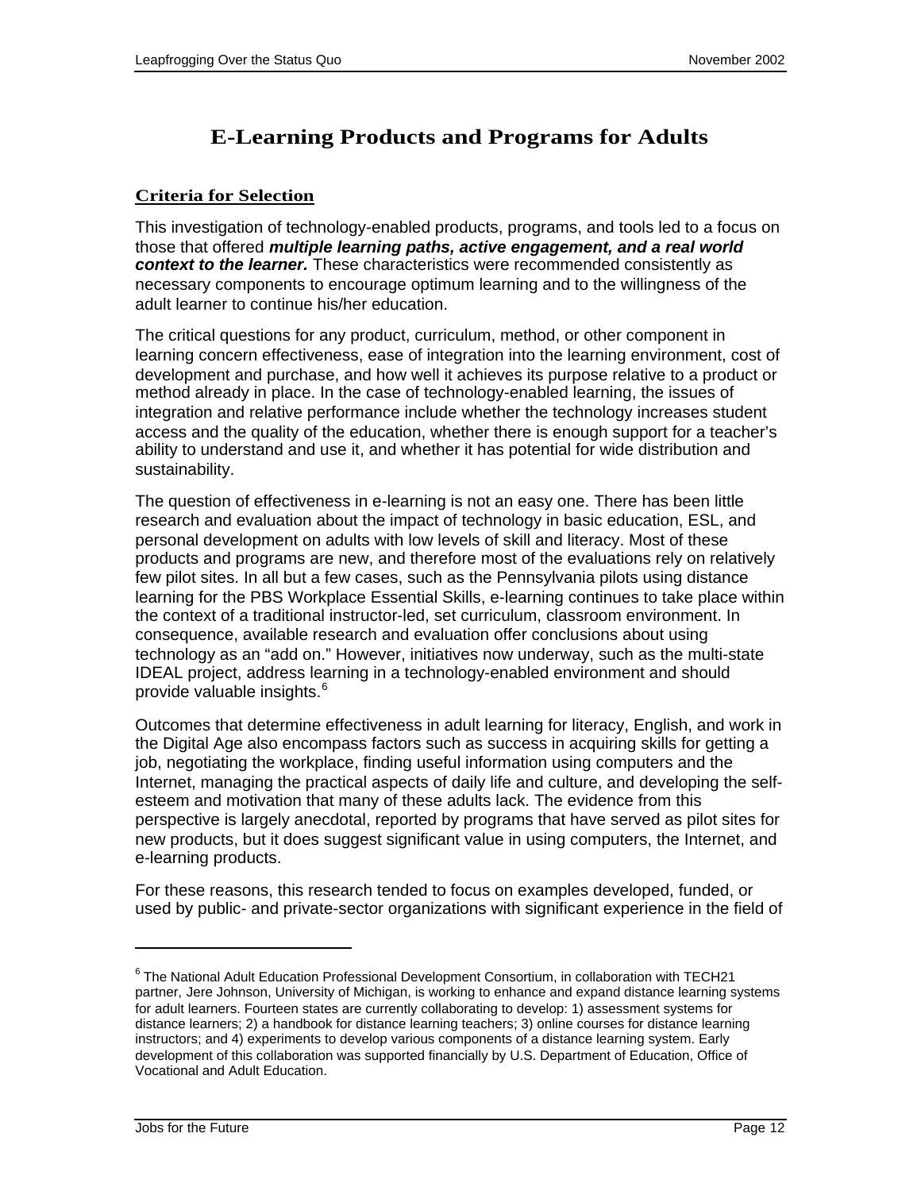# E-Learning Products and Programs for Adults

## Criteria for Selection

This investigation of technology-enabled products, programs, and tools led to a focus on those that offered ***multiple learning paths, active engagement, and a real world context to the learner.*** These characteristics were recommended consistently as necessary components to encourage optimum learning and to the willingness of the adult learner to continue his/her education.

The critical questions for any product, curriculum, method, or other component in learning concern effectiveness, ease of integration into the learning environment, cost of development and purchase, and how well it achieves its purpose relative to a product or method already in place. In the case of technology-enabled learning, the issues of integration and relative performance include whether the technology increases student access and the quality of the education, whether there is enough support for a teacher's ability to understand and use it, and whether it has potential for wide distribution and sustainability.

The question of effectiveness in e-learning is not an easy one. There has been little research and evaluation about the impact of technology in basic education, ESL, and personal development on adults with low levels of skill and literacy. Most of these products and programs are new, and therefore most of the evaluations rely on relatively few pilot sites. In all but a few cases, such as the Pennsylvania pilots using distance learning for the PBS Workplace Essential Skills, e-learning continues to take place within the context of a traditional instructor-led, set curriculum, classroom environment. In consequence, available research and evaluation offer conclusions about using technology as an "add on." However, initiatives now underway, such as the multi-state IDEAL project, address learning in a technology-enabled environment and should provide valuable insights.[6]

Outcomes that determine effectiveness in adult learning for literacy, English, and work in the Digital Age also encompass factors such as success in acquiring skills for getting a job, negotiating the workplace, finding useful information using computers and the Internet, managing the practical aspects of daily life and culture, and developing the self-esteem and motivation that many of these adults lack. The evidence from this perspective is largely anecdotal, reported by programs that have served as pilot sites for new products, but it does suggest significant value in using computers, the Internet, and e-learning products.

For these reasons, this research tended to focus on examples developed, funded, or used by public- and private-sector organizations with significant experience in the field of

---

[6] The National Adult Education Professional Development Consortium, in collaboration with TECH21 partner, Jere Johnson, University of Michigan, is working to enhance and expand distance learning systems for adult learners. Fourteen states are currently collaborating to develop: 1) assessment systems for distance learners; 2) a handbook for distance learning teachers; 3) online courses for distance learning instructors; and 4) experiments to develop various components of a distance learning system. Early development of this collaboration was supported financially by U.S. Department of Education, Office of Vocational and Adult Education.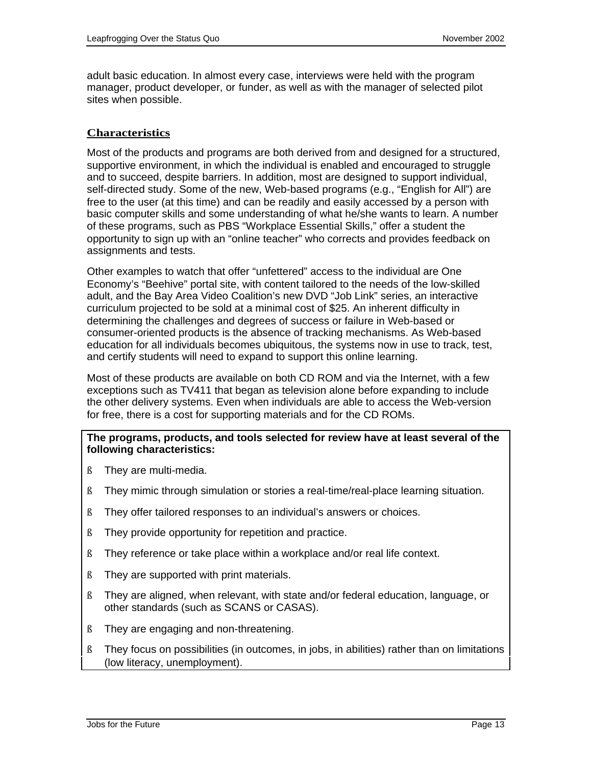adult basic education. In almost every case, interviews were held with the program manager, product developer, or funder, as well as with the manager of selected pilot sites when possible.

## Characteristics

Most of the products and programs are both derived from and designed for a structured, supportive environment, in which the individual is enabled and encouraged to struggle and to succeed, despite barriers. In addition, most are designed to support individual, self-directed study. Some of the new, Web-based programs (e.g., "English for All") are free to the user (at this time) and can be readily and easily accessed by a person with basic computer skills and some understanding of what he/she wants to learn. A number of these programs, such as PBS "Workplace Essential Skills," offer a student the opportunity to sign up with an "online teacher" who corrects and provides feedback on assignments and tests.

Other examples to watch that offer "unfettered" access to the individual are One Economy's "Beehive" portal site, with content tailored to the needs of the low-skilled adult, and the Bay Area Video Coalition's new DVD "Job Link" series, an interactive curriculum projected to be sold at a minimal cost of $25. An inherent difficulty in determining the challenges and degrees of success or failure in Web-based or consumer-oriented products is the absence of tracking mechanisms. As Web-based education for all individuals becomes ubiquitous, the systems now in use to track, test, and certify students will need to expand to support this online learning.

Most of these products are available on both CD ROM and via the Internet, with a few exceptions such as TV411 that began as television alone before expanding to include the other delivery systems. Even when individuals are able to access the Web-version for free, there is a cost for supporting materials and for the CD ROMs.

**The programs, products, and tools selected for review have at least several of the following characteristics:**

- They are multi-media.
- They mimic through simulation or stories a real-time/real-place learning situation.
- They offer tailored responses to an individual's answers or choices.
- They provide opportunity for repetition and practice.
- They reference or take place within a workplace and/or real life context.
- They are supported with print materials.
- They are aligned, when relevant, with state and/or federal education, language, or other standards (such as SCANS or CASAS).
- They are engaging and non-threatening.
- They focus on possibilities (in outcomes, in jobs, in abilities) rather than on limitations (low literacy, unemployment).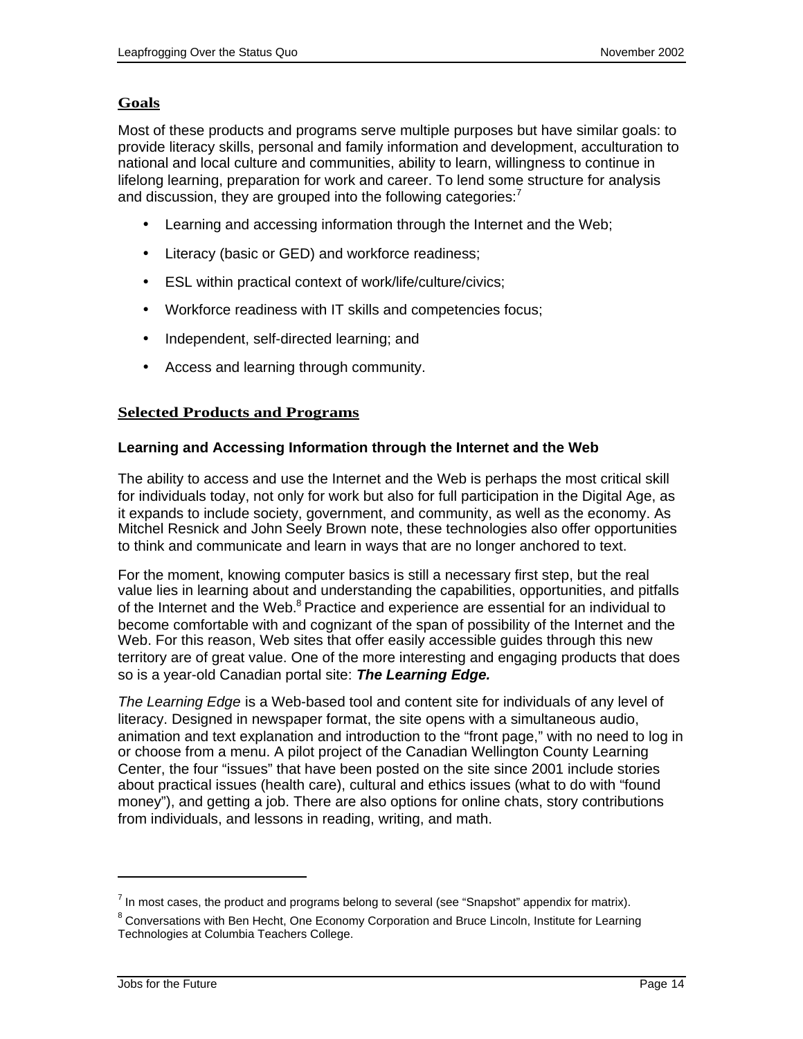## Goals

Most of these products and programs serve multiple purposes but have similar goals: to provide literacy skills, personal and family information and development, acculturation to national and local culture and communities, ability to learn, willingness to continue in lifelong learning, preparation for work and career. To lend some structure for analysis and discussion, they are grouped into the following categories:[7]

- Learning and accessing information through the Internet and the Web;
- Literacy (basic or GED) and workforce readiness;
- ESL within practical context of work/life/culture/civics;
- Workforce readiness with IT skills and competencies focus;
- Independent, self-directed learning; and
- Access and learning through community.

## Selected Products and Programs

### Learning and Accessing Information through the Internet and the Web

The ability to access and use the Internet and the Web is perhaps the most critical skill for individuals today, not only for work but also for full participation in the Digital Age, as it expands to include society, government, and community, as well as the economy. As Mitchel Resnick and John Seely Brown note, these technologies also offer opportunities to think and communicate and learn in ways that are no longer anchored to text.

For the moment, knowing computer basics is still a necessary first step, but the real value lies in learning about and understanding the capabilities, opportunities, and pitfalls of the Internet and the Web.[8] Practice and experience are essential for an individual to become comfortable with and cognizant of the span of possibility of the Internet and the Web. For this reason, Web sites that offer easily accessible guides through this new territory are of great value. One of the more interesting and engaging products that does so is a year-old Canadian portal site: ***The Learning Edge.***

*The Learning Edge* is a Web-based tool and content site for individuals of any level of literacy. Designed in newspaper format, the site opens with a simultaneous audio, animation and text explanation and introduction to the "front page," with no need to log in or choose from a menu. A pilot project of the Canadian Wellington County Learning Center, the four "issues" that have been posted on the site since 2001 include stories about practical issues (health care), cultural and ethics issues (what to do with "found money"), and getting a job. There are also options for online chats, story contributions from individuals, and lessons in reading, writing, and math.

---

[7] In most cases, the product and programs belong to several (see "Snapshot" appendix for matrix).

[8] Conversations with Ben Hecht, One Economy Corporation and Bruce Lincoln, Institute for Learning Technologies at Columbia Teachers College.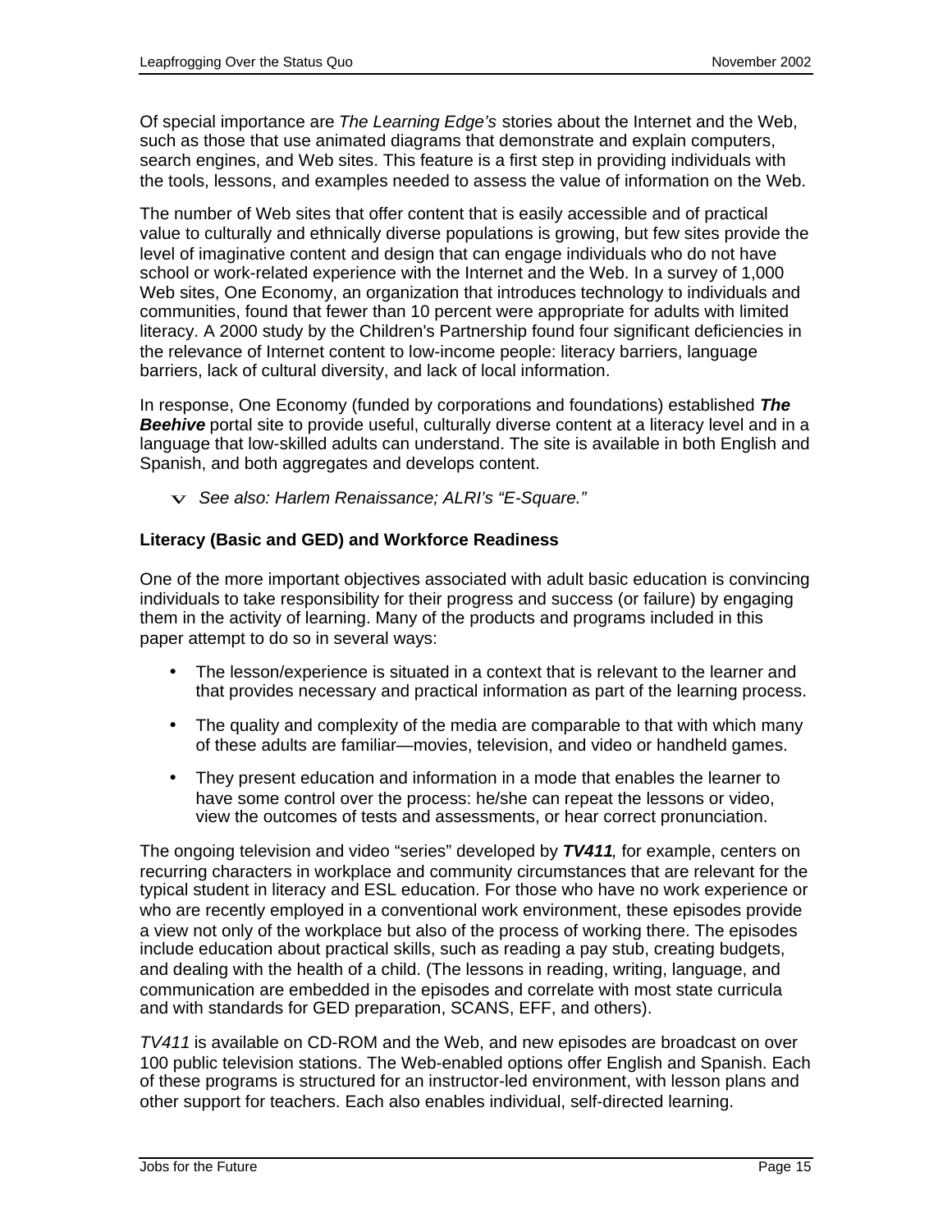Of special importance are *The Learning Edge's* stories about the Internet and the Web, such as those that use animated diagrams that demonstrate and explain computers, search engines, and Web sites. This feature is a first step in providing individuals with the tools, lessons, and examples needed to assess the value of information on the Web.

The number of Web sites that offer content that is easily accessible and of practical value to culturally and ethnically diverse populations is growing, but few sites provide the level of imaginative content and design that can engage individuals who do not have school or work-related experience with the Internet and the Web. In a survey of 1,000 Web sites, One Economy, an organization that introduces technology to individuals and communities, found that fewer than 10 percent were appropriate for adults with limited literacy. A 2000 study by the Children's Partnership found four significant deficiencies in the relevance of Internet content to low-income people: literacy barriers, language barriers, lack of cultural diversity, and lack of local information.

In response, One Economy (funded by corporations and foundations) established ***The Beehive*** portal site to provide useful, culturally diverse content at a literacy level and in a language that low-skilled adults can understand. The site is available in both English and Spanish, and both aggregates and develops content.

- *See also: Harlem Renaissance; ALRI's "E-Square."*

**Literacy (Basic and GED) and Workforce Readiness**

One of the more important objectives associated with adult basic education is convincing individuals to take responsibility for their progress and success (or failure) by engaging them in the activity of learning. Many of the products and programs included in this paper attempt to do so in several ways:

- The lesson/experience is situated in a context that is relevant to the learner and that provides necessary and practical information as part of the learning process.
- The quality and complexity of the media are comparable to that with which many of these adults are familiar—movies, television, and video or handheld games.
- They present education and information in a mode that enables the learner to have some control over the process: he/she can repeat the lessons or video, view the outcomes of tests and assessments, or hear correct pronunciation.

The ongoing television and video "series" developed by ***TV411****,* for example, centers on recurring characters in workplace and community circumstances that are relevant for the typical student in literacy and ESL education. For those who have no work experience or who are recently employed in a conventional work environment, these episodes provide a view not only of the workplace but also of the process of working there. The episodes include education about practical skills, such as reading a pay stub, creating budgets, and dealing with the health of a child. (The lessons in reading, writing, language, and communication are embedded in the episodes and correlate with most state curricula and with standards for GED preparation, SCANS, EFF, and others).

*TV411* is available on CD-ROM and the Web, and new episodes are broadcast on over 100 public television stations. The Web-enabled options offer English and Spanish. Each of these programs is structured for an instructor-led environment, with lesson plans and other support for teachers. Each also enables individual, self-directed learning.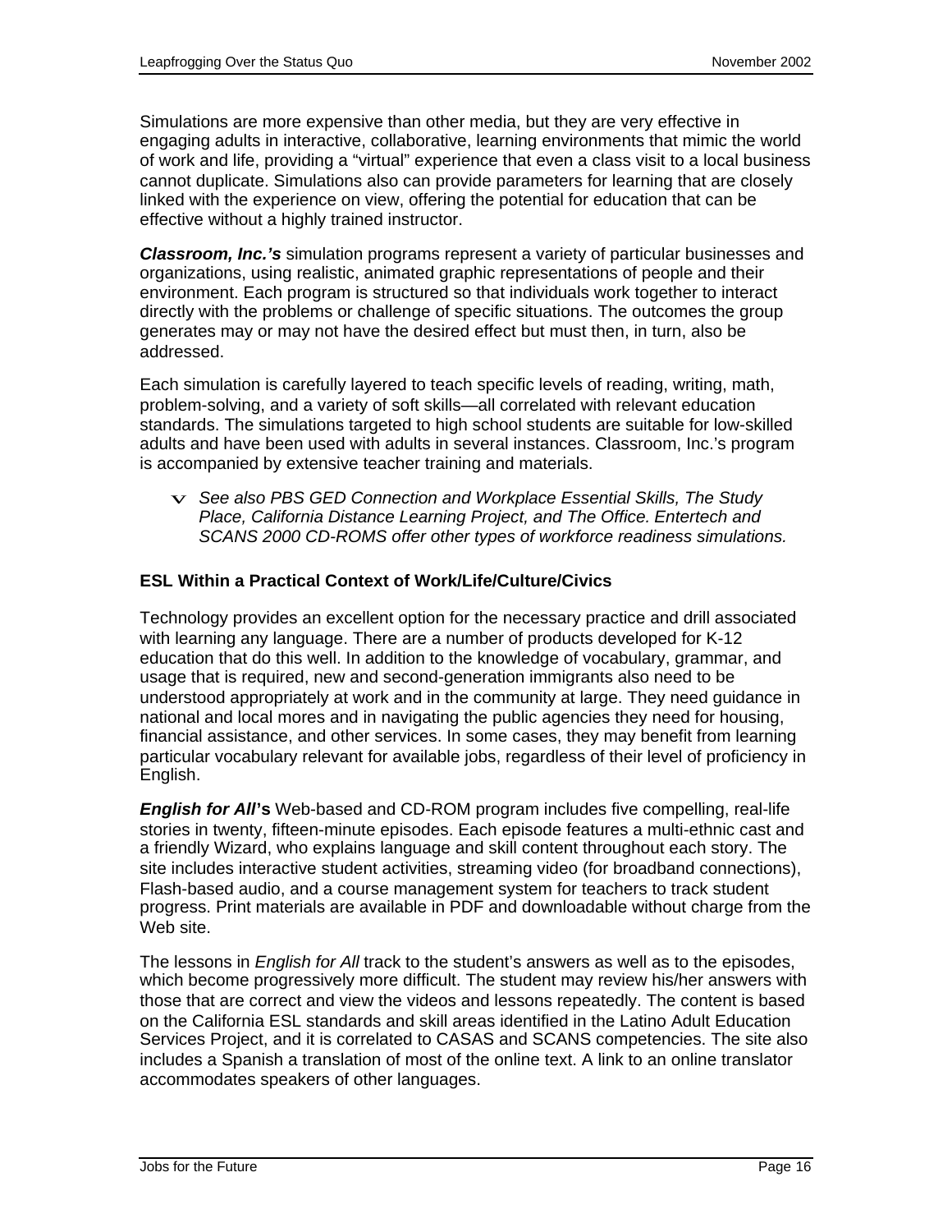Simulations are more expensive than other media, but they are very effective in engaging adults in interactive, collaborative, learning environments that mimic the world of work and life, providing a "virtual" experience that even a class visit to a local business cannot duplicate. Simulations also can provide parameters for learning that are closely linked with the experience on view, offering the potential for education that can be effective without a highly trained instructor.

***Classroom, Inc.'s*** simulation programs represent a variety of particular businesses and organizations, using realistic, animated graphic representations of people and their environment. Each program is structured so that individuals work together to interact directly with the problems or challenge of specific situations. The outcomes the group generates may or may not have the desired effect but must then, in turn, also be addressed.

Each simulation is carefully layered to teach specific levels of reading, writing, math, problem-solving, and a variety of soft skills—all correlated with relevant education standards. The simulations targeted to high school students are suitable for low-skilled adults and have been used with adults in several instances. Classroom, Inc.'s program is accompanied by extensive teacher training and materials.

- *See also PBS GED Connection and Workplace Essential Skills, The Study Place, California Distance Learning Project, and The Office. Entertech and SCANS 2000 CD-ROMS offer other types of workforce readiness simulations.*

**ESL Within a Practical Context of Work/Life/Culture/Civics**

Technology provides an excellent option for the necessary practice and drill associated with learning any language. There are a number of products developed for K-12 education that do this well. In addition to the knowledge of vocabulary, grammar, and usage that is required, new and second-generation immigrants also need to be understood appropriately at work and in the community at large. They need guidance in national and local mores and in navigating the public agencies they need for housing, financial assistance, and other services. In some cases, they may benefit from learning particular vocabulary relevant for available jobs, regardless of their level of proficiency in English.

***English for All*'s** Web-based and CD-ROM program includes five compelling, real-life stories in twenty, fifteen-minute episodes. Each episode features a multi-ethnic cast and a friendly Wizard, who explains language and skill content throughout each story. The site includes interactive student activities, streaming video (for broadband connections), Flash-based audio, and a course management system for teachers to track student progress. Print materials are available in PDF and downloadable without charge from the Web site.

The lessons in *English for All* track to the student's answers as well as to the episodes, which become progressively more difficult. The student may review his/her answers with those that are correct and view the videos and lessons repeatedly. The content is based on the California ESL standards and skill areas identified in the Latino Adult Education Services Project, and it is correlated to CASAS and SCANS competencies. The site also includes a Spanish a translation of most of the online text. A link to an online translator accommodates speakers of other languages.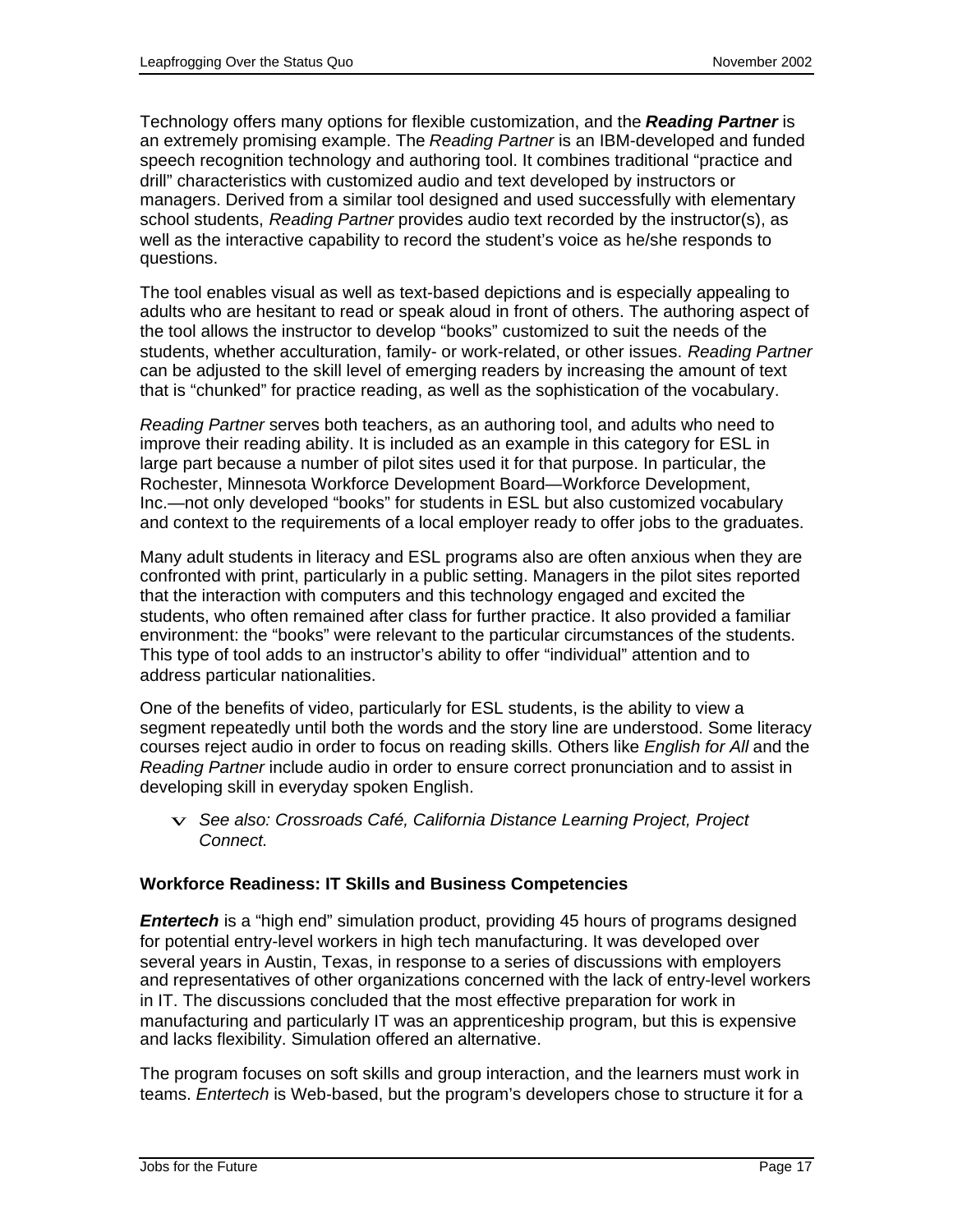Technology offers many options for flexible customization, and the ***Reading Partner*** is an extremely promising example. The *Reading Partner* is an IBM-developed and funded speech recognition technology and authoring tool. It combines traditional "practice and drill" characteristics with customized audio and text developed by instructors or managers. Derived from a similar tool designed and used successfully with elementary school students, *Reading Partner* provides audio text recorded by the instructor(s), as well as the interactive capability to record the student's voice as he/she responds to questions.

The tool enables visual as well as text-based depictions and is especially appealing to adults who are hesitant to read or speak aloud in front of others. The authoring aspect of the tool allows the instructor to develop "books" customized to suit the needs of the students, whether acculturation, family- or work-related, or other issues. *Reading Partner* can be adjusted to the skill level of emerging readers by increasing the amount of text that is "chunked" for practice reading, as well as the sophistication of the vocabulary.

*Reading Partner* serves both teachers, as an authoring tool, and adults who need to improve their reading ability. It is included as an example in this category for ESL in large part because a number of pilot sites used it for that purpose. In particular, the Rochester, Minnesota Workforce Development Board—Workforce Development, Inc.—not only developed "books" for students in ESL but also customized vocabulary and context to the requirements of a local employer ready to offer jobs to the graduates.

Many adult students in literacy and ESL programs also are often anxious when they are confronted with print, particularly in a public setting. Managers in the pilot sites reported that the interaction with computers and this technology engaged and excited the students, who often remained after class for further practice. It also provided a familiar environment: the "books" were relevant to the particular circumstances of the students. This type of tool adds to an instructor's ability to offer "individual" attention and to address particular nationalities.

One of the benefits of video, particularly for ESL students, is the ability to view a segment repeatedly until both the words and the story line are understood. Some literacy courses reject audio in order to focus on reading skills. Others like *English for All* and the *Reading Partner* include audio in order to ensure correct pronunciation and to assist in developing skill in everyday spoken English.

- *See also: Crossroads Café, California Distance Learning Project, Project Connect.*

**Workforce Readiness: IT Skills and Business Competencies**

***Entertech*** is a "high end" simulation product, providing 45 hours of programs designed for potential entry-level workers in high tech manufacturing. It was developed over several years in Austin, Texas, in response to a series of discussions with employers and representatives of other organizations concerned with the lack of entry-level workers in IT. The discussions concluded that the most effective preparation for work in manufacturing and particularly IT was an apprenticeship program, but this is expensive and lacks flexibility. Simulation offered an alternative.

The program focuses on soft skills and group interaction, and the learners must work in teams. *Entertech* is Web-based, but the program's developers chose to structure it for a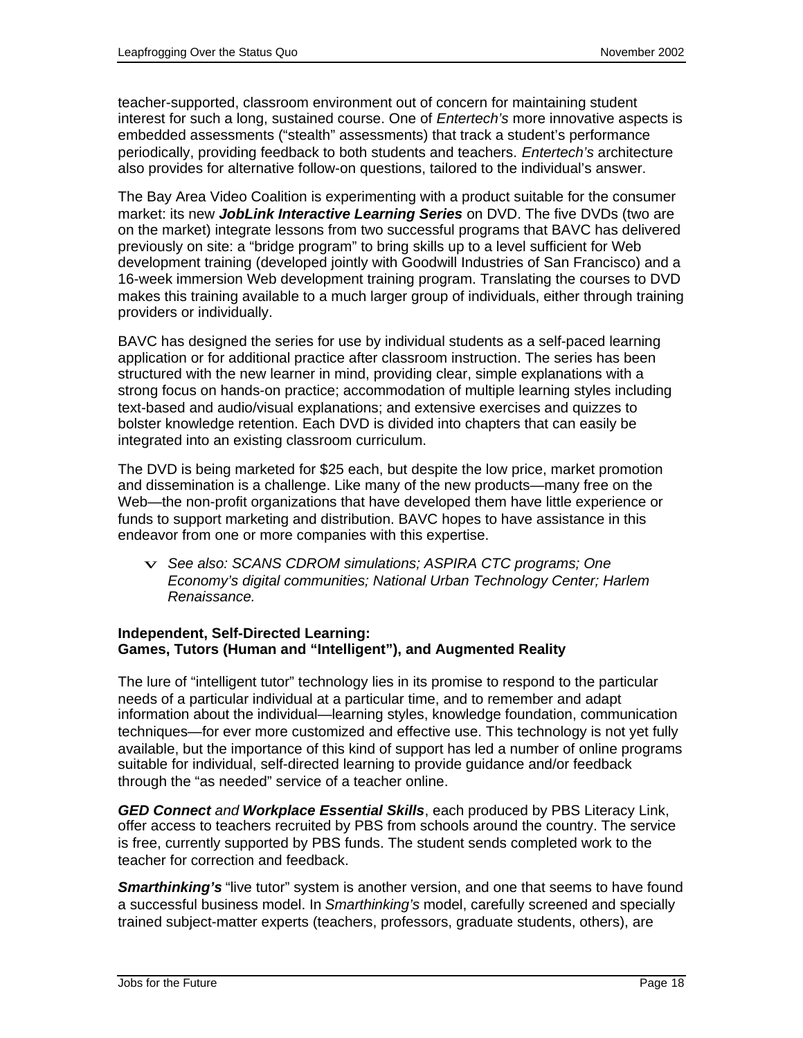teacher-supported, classroom environment out of concern for maintaining student interest for such a long, sustained course. One of *Entertech's* more innovative aspects is embedded assessments ("stealth" assessments) that track a student's performance periodically, providing feedback to both students and teachers. *Entertech's* architecture also provides for alternative follow-on questions, tailored to the individual's answer.

The Bay Area Video Coalition is experimenting with a product suitable for the consumer market: its new ***JobLink Interactive Learning Series*** on DVD. The five DVDs (two are on the market) integrate lessons from two successful programs that BAVC has delivered previously on site: a "bridge program" to bring skills up to a level sufficient for Web development training (developed jointly with Goodwill Industries of San Francisco) and a 16-week immersion Web development training program. Translating the courses to DVD makes this training available to a much larger group of individuals, either through training providers or individually.

BAVC has designed the series for use by individual students as a self-paced learning application or for additional practice after classroom instruction. The series has been structured with the new learner in mind, providing clear, simple explanations with a strong focus on hands-on practice; accommodation of multiple learning styles including text-based and audio/visual explanations; and extensive exercises and quizzes to bolster knowledge retention. Each DVD is divided into chapters that can easily be integrated into an existing classroom curriculum.

The DVD is being marketed for $25 each, but despite the low price, market promotion and dissemination is a challenge. Like many of the new products—many free on the Web—the non-profit organizations that have developed them have little experience or funds to support marketing and distribution. BAVC hopes to have assistance in this endeavor from one or more companies with this expertise.

- *See also: SCANS CDROM simulations; ASPIRA CTC programs; One Economy's digital communities; National Urban Technology Center; Harlem Renaissance.*

**Independent, Self-Directed Learning:**
**Games, Tutors (Human and "Intelligent"), and Augmented Reality**

The lure of "intelligent tutor" technology lies in its promise to respond to the particular needs of a particular individual at a particular time, and to remember and adapt information about the individual—learning styles, knowledge foundation, communication techniques—for ever more customized and effective use. This technology is not yet fully available, but the importance of this kind of support has led a number of online programs suitable for individual, self-directed learning to provide guidance and/or feedback through the "as needed" service of a teacher online.

***GED Connect*** *and* ***Workplace Essential Skills***, each produced by PBS Literacy Link, offer access to teachers recruited by PBS from schools around the country. The service is free, currently supported by PBS funds. The student sends completed work to the teacher for correction and feedback.

***Smarthinking's*** "live tutor" system is another version, and one that seems to have found a successful business model. In *Smarthinking's* model, carefully screened and specially trained subject-matter experts (teachers, professors, graduate students, others), are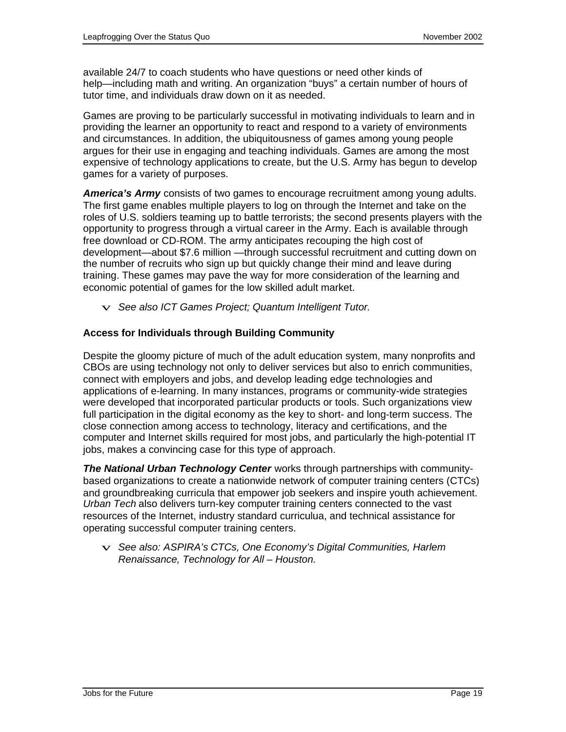available 24/7 to coach students who have questions or need other kinds of help—including math and writing. An organization "buys" a certain number of hours of tutor time, and individuals draw down on it as needed.

Games are proving to be particularly successful in motivating individuals to learn and in providing the learner an opportunity to react and respond to a variety of environments and circumstances. In addition, the ubiquitousness of games among young people argues for their use in engaging and teaching individuals. Games are among the most expensive of technology applications to create, but the U.S. Army has begun to develop games for a variety of purposes.

***America's Army*** consists of two games to encourage recruitment among young adults. The first game enables multiple players to log on through the Internet and take on the roles of U.S. soldiers teaming up to battle terrorists; the second presents players with the opportunity to progress through a virtual career in the Army. Each is available through free download or CD-ROM. The army anticipates recouping the high cost of development—about $7.6 million —through successful recruitment and cutting down on the number of recruits who sign up but quickly change their mind and leave during training. These games may pave the way for more consideration of the learning and economic potential of games for the low skilled adult market.

- *See also ICT Games Project; Quantum Intelligent Tutor.*

**Access for Individuals through Building Community**

Despite the gloomy picture of much of the adult education system, many nonprofits and CBOs are using technology not only to deliver services but also to enrich communities, connect with employers and jobs, and develop leading edge technologies and applications of e-learning. In many instances, programs or community-wide strategies were developed that incorporated particular products or tools. Such organizations view full participation in the digital economy as the key to short- and long-term success. The close connection among access to technology, literacy and certifications, and the computer and Internet skills required for most jobs, and particularly the high-potential IT jobs, makes a convincing case for this type of approach.

***The National Urban Technology Center*** works through partnerships with community-based organizations to create a nationwide network of computer training centers (CTCs) and groundbreaking curricula that empower job seekers and inspire youth achievement. *Urban Tech* also delivers turn-key computer training centers connected to the vast resources of the Internet, industry standard curriculua, and technical assistance for operating successful computer training centers.

- *See also: ASPIRA's CTCs, One Economy's Digital Communities, Harlem Renaissance, Technology for All – Houston.*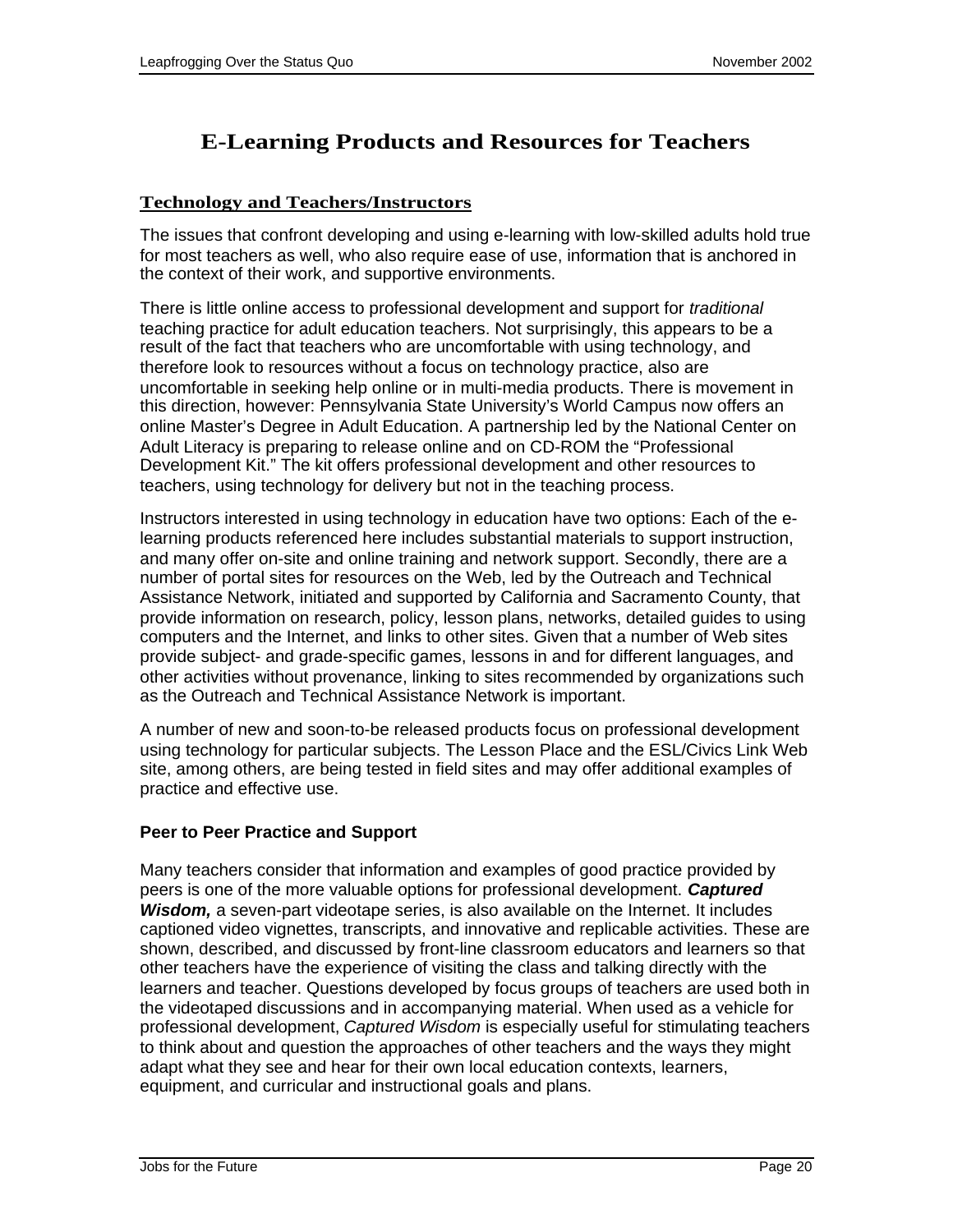# E-Learning Products and Resources for Teachers

## Technology and Teachers/Instructors

The issues that confront developing and using e-learning with low-skilled adults hold true for most teachers as well, who also require ease of use, information that is anchored in the context of their work, and supportive environments.

There is little online access to professional development and support for *traditional* teaching practice for adult education teachers. Not surprisingly, this appears to be a result of the fact that teachers who are uncomfortable with using technology, and therefore look to resources without a focus on technology practice, also are uncomfortable in seeking help online or in multi-media products. There is movement in this direction, however: Pennsylvania State University's World Campus now offers an online Master's Degree in Adult Education. A partnership led by the National Center on Adult Literacy is preparing to release online and on CD-ROM the "Professional Development Kit." The kit offers professional development and other resources to teachers, using technology for delivery but not in the teaching process.

Instructors interested in using technology in education have two options: Each of the e-learning products referenced here includes substantial materials to support instruction, and many offer on-site and online training and network support. Secondly, there are a number of portal sites for resources on the Web, led by the Outreach and Technical Assistance Network, initiated and supported by California and Sacramento County, that provide information on research, policy, lesson plans, networks, detailed guides to using computers and the Internet, and links to other sites. Given that a number of Web sites provide subject- and grade-specific games, lessons in and for different languages, and other activities without provenance, linking to sites recommended by organizations such as the Outreach and Technical Assistance Network is important.

A number of new and soon-to-be released products focus on professional development using technology for particular subjects. The Lesson Place and the ESL/Civics Link Web site, among others, are being tested in field sites and may offer additional examples of practice and effective use.

### Peer to Peer Practice and Support

Many teachers consider that information and examples of good practice provided by peers is one of the more valuable options for professional development. ***Captured Wisdom,*** a seven-part videotape series, is also available on the Internet. It includes captioned video vignettes, transcripts, and innovative and replicable activities. These are shown, described, and discussed by front-line classroom educators and learners so that other teachers have the experience of visiting the class and talking directly with the learners and teacher. Questions developed by focus groups of teachers are used both in the videotaped discussions and in accompanying material. When used as a vehicle for professional development, *Captured Wisdom* is especially useful for stimulating teachers to think about and question the approaches of other teachers and the ways they might adapt what they see and hear for their own local education contexts, learners, equipment, and curricular and instructional goals and plans.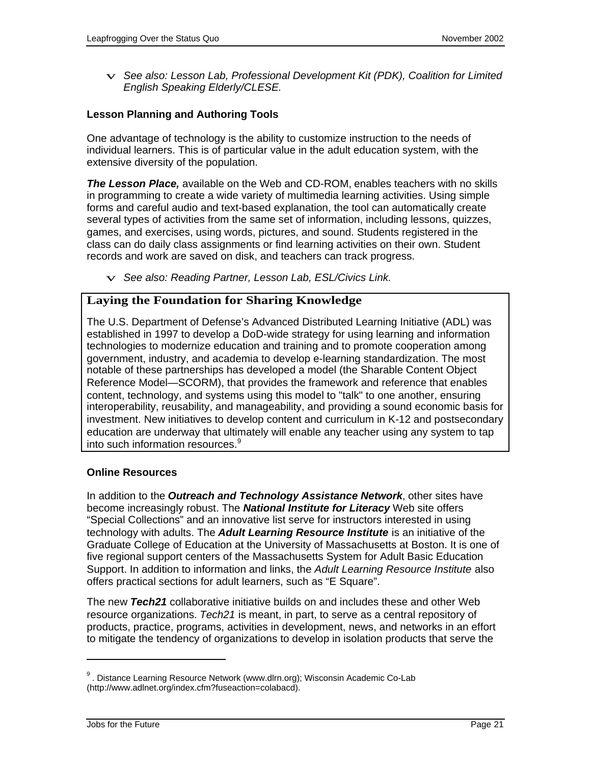- *See also: Lesson Lab, Professional Development Kit (PDK), Coalition for Limited English Speaking Elderly/CLESE.*

**Lesson Planning and Authoring Tools**

One advantage of technology is the ability to customize instruction to the needs of individual learners. This is of particular value in the adult education system, with the extensive diversity of the population.

***The Lesson Place,*** available on the Web and CD-ROM, enables teachers with no skills in programming to create a wide variety of multimedia learning activities. Using simple forms and careful audio and text-based explanation, the tool can automatically create several types of activities from the same set of information, including lessons, quizzes, games, and exercises, using words, pictures, and sound. Students registered in the class can do daily class assignments or find learning activities on their own. Student records and work are saved on disk, and teachers can track progress.

- *See also: Reading Partner, Lesson Lab, ESL/Civics Link.*

**Laying the Foundation for Sharing Knowledge**

The U.S. Department of Defense's Advanced Distributed Learning Initiative (ADL) was established in 1997 to develop a DoD-wide strategy for using learning and information technologies to modernize education and training and to promote cooperation among government, industry, and academia to develop e-learning standardization. The most notable of these partnerships has developed a model (the Sharable Content Object Reference Model—SCORM), that provides the framework and reference that enables content, technology, and systems using this model to "talk" to one another, ensuring interoperability, reusability, and manageability, and providing a sound economic basis for investment. New initiatives to develop content and curriculum in K-12 and postsecondary education are underway that ultimately will enable any teacher using any system to tap into such information resources.[9]

**Online Resources**

In addition to the ***Outreach and Technology Assistance Network***, other sites have become increasingly robust. The ***National Institute for Literacy*** Web site offers "Special Collections" and an innovative list serve for instructors interested in using technology with adults. The ***Adult Learning Resource Institute*** is an initiative of the Graduate College of Education at the University of Massachusetts at Boston. It is one of five regional support centers of the Massachusetts System for Adult Basic Education Support. In addition to information and links, the *Adult Learning Resource Institute* also offers practical sections for adult learners, such as "E Square".

The new ***Tech21*** collaborative initiative builds on and includes these and other Web resource organizations. *Tech21* is meant, in part, to serve as a central repository of products, practice, programs, activities in development, news, and networks in an effort to mitigate the tendency of organizations to develop in isolation products that serve the

---

[9] . Distance Learning Resource Network (www.dlrn.org); Wisconsin Academic Co-Lab (http://www.adlnet.org/index.cfm?fuseaction=colabacd).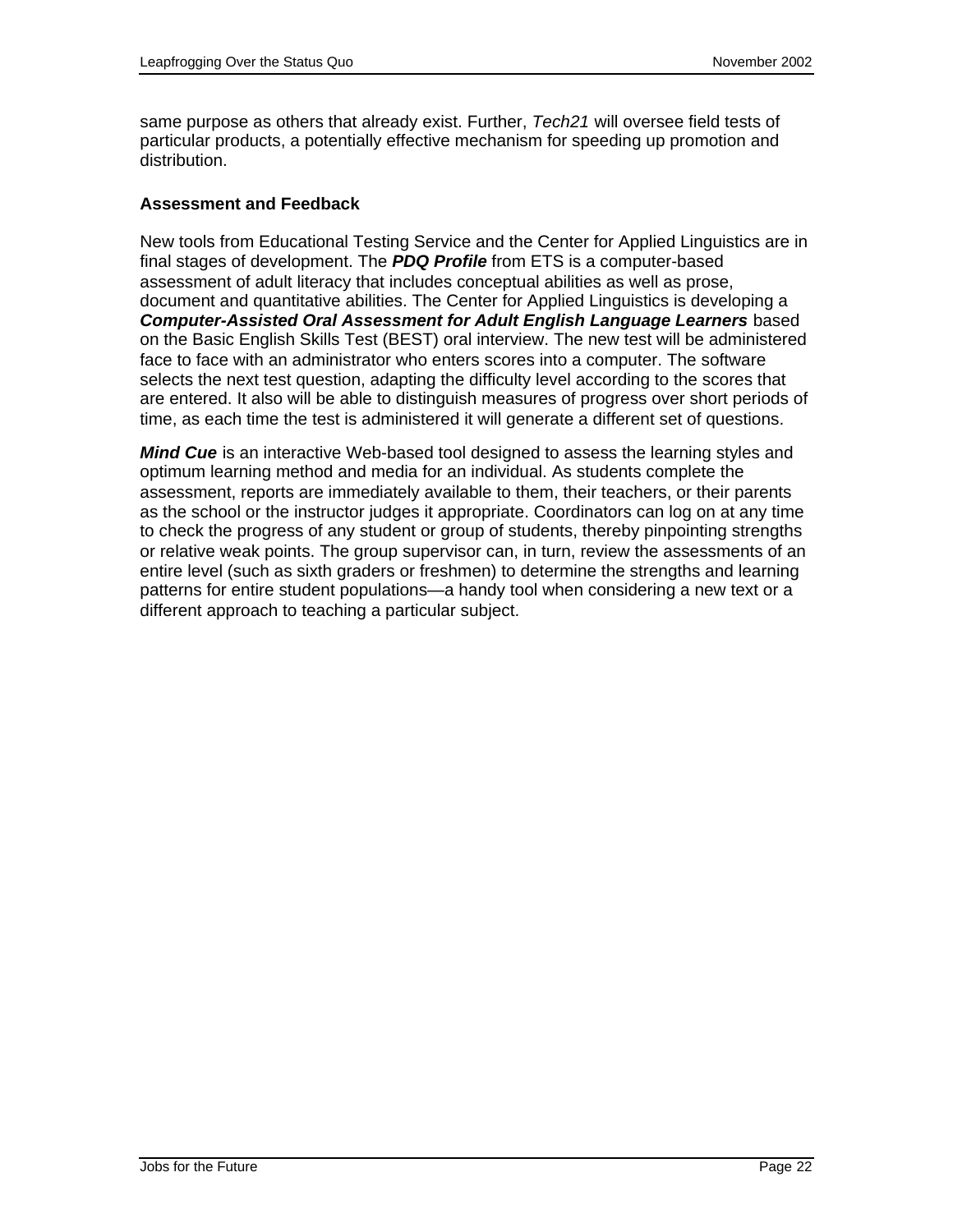same purpose as others that already exist. Further, *Tech21* will oversee field tests of particular products, a potentially effective mechanism for speeding up promotion and distribution.

**Assessment and Feedback**

New tools from Educational Testing Service and the Center for Applied Linguistics are in final stages of development. The ***PDQ Profile*** from ETS is a computer-based assessment of adult literacy that includes conceptual abilities as well as prose, document and quantitative abilities. The Center for Applied Linguistics is developing a ***Computer-Assisted Oral Assessment for Adult English Language Learners*** based on the Basic English Skills Test (BEST) oral interview. The new test will be administered face to face with an administrator who enters scores into a computer. The software selects the next test question, adapting the difficulty level according to the scores that are entered. It also will be able to distinguish measures of progress over short periods of time, as each time the test is administered it will generate a different set of questions.

***Mind Cue*** is an interactive Web-based tool designed to assess the learning styles and optimum learning method and media for an individual. As students complete the assessment, reports are immediately available to them, their teachers, or their parents as the school or the instructor judges it appropriate. Coordinators can log on at any time to check the progress of any student or group of students, thereby pinpointing strengths or relative weak points. The group supervisor can, in turn, review the assessments of an entire level (such as sixth graders or freshmen) to determine the strengths and learning patterns for entire student populations—a handy tool when considering a new text or a different approach to teaching a particular subject.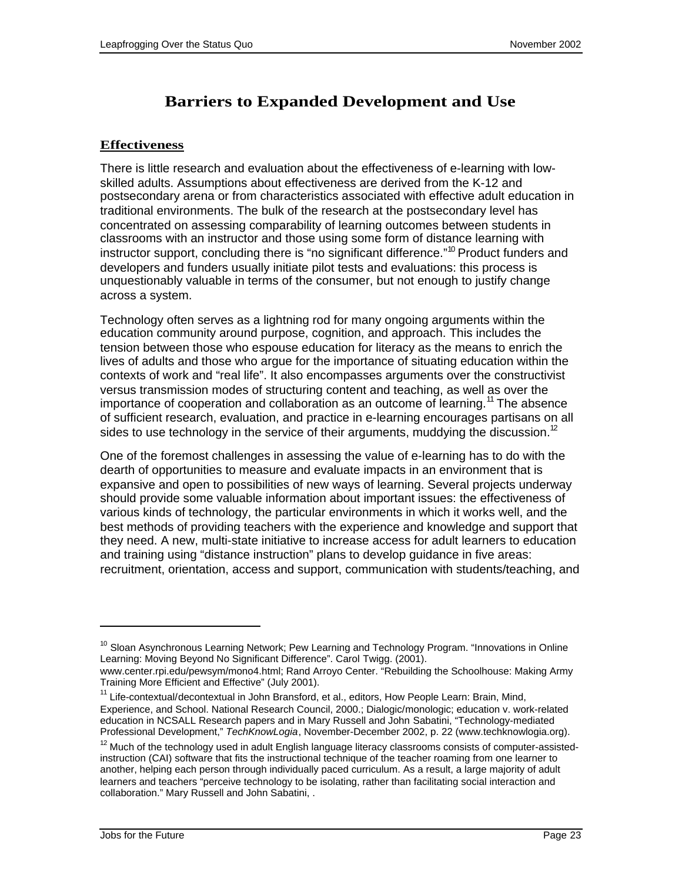# Barriers to Expanded Development and Use

## Effectiveness

There is little research and evaluation about the effectiveness of e-learning with low-skilled adults. Assumptions about effectiveness are derived from the K-12 and postsecondary arena or from characteristics associated with effective adult education in traditional environments. The bulk of the research at the postsecondary level has concentrated on assessing comparability of learning outcomes between students in classrooms with an instructor and those using some form of distance learning with instructor support, concluding there is "no significant difference."[10] Product funders and developers and funders usually initiate pilot tests and evaluations: this process is unquestionably valuable in terms of the consumer, but not enough to justify change across a system.

Technology often serves as a lightning rod for many ongoing arguments within the education community around purpose, cognition, and approach. This includes the tension between those who espouse education for literacy as the means to enrich the lives of adults and those who argue for the importance of situating education within the contexts of work and "real life". It also encompasses arguments over the constructivist versus transmission modes of structuring content and teaching, as well as over the importance of cooperation and collaboration as an outcome of learning.[11] The absence of sufficient research, evaluation, and practice in e-learning encourages partisans on all sides to use technology in the service of their arguments, muddying the discussion.[12]

One of the foremost challenges in assessing the value of e-learning has to do with the dearth of opportunities to measure and evaluate impacts in an environment that is expansive and open to possibilities of new ways of learning. Several projects underway should provide some valuable information about important issues: the effectiveness of various kinds of technology, the particular environments in which it works well, and the best methods of providing teachers with the experience and knowledge and support that they need. A new, multi-state initiative to increase access for adult learners to education and training using "distance instruction" plans to develop guidance in five areas: recruitment, orientation, access and support, communication with students/teaching, and

---

[10] Sloan Asynchronous Learning Network; Pew Learning and Technology Program. "Innovations in Online Learning: Moving Beyond No Significant Difference". Carol Twigg. (2001). www.center.rpi.edu/pewsym/mono4.html; Rand Arroyo Center. "Rebuilding the Schoolhouse: Making Army Training More Efficient and Effective" (July 2001).

[11] Life-contextual/decontextual in John Bransford, et al., editors, How People Learn: Brain, Mind, Experience, and School. National Research Council, 2000.; Dialogic/monologic; education v. work-related education in NCSALL Research papers and in Mary Russell and John Sabatini, "Technology-mediated Professional Development," *TechKnowLogia*, November-December 2002, p. 22 (www.techknowlogia.org).

[12] Much of the technology used in adult English language literacy classrooms consists of computer-assisted-instruction (CAI) software that fits the instructional technique of the teacher roaming from one learner to another, helping each person through individually paced curriculum. As a result, a large majority of adult learners and teachers "perceive technology to be isolating, rather than facilitating social interaction and collaboration." Mary Russell and John Sabatini, .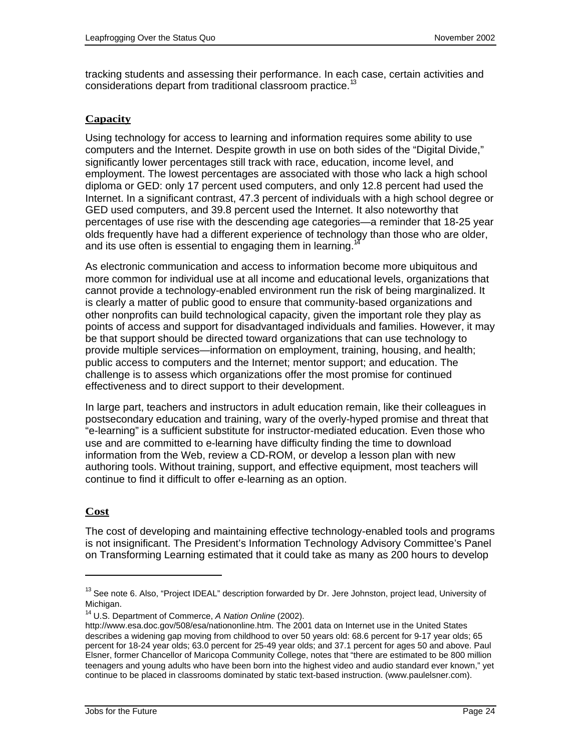tracking students and assessing their performance. In each case, certain activities and considerations depart from traditional classroom practice.[13]

## Capacity

Using technology for access to learning and information requires some ability to use computers and the Internet. Despite growth in use on both sides of the "Digital Divide," significantly lower percentages still track with race, education, income level, and employment. The lowest percentages are associated with those who lack a high school diploma or GED: only 17 percent used computers, and only 12.8 percent had used the Internet. In a significant contrast, 47.3 percent of individuals with a high school degree or GED used computers, and 39.8 percent used the Internet. It also noteworthy that percentages of use rise with the descending age categories—a reminder that 18-25 year olds frequently have had a different experience of technology than those who are older, and its use often is essential to engaging them in learning.[14]

As electronic communication and access to information become more ubiquitous and more common for individual use at all income and educational levels, organizations that cannot provide a technology-enabled environment run the risk of being marginalized. It is clearly a matter of public good to ensure that community-based organizations and other nonprofits can build technological capacity, given the important role they play as points of access and support for disadvantaged individuals and families. However, it may be that support should be directed toward organizations that can use technology to provide multiple services—information on employment, training, housing, and health; public access to computers and the Internet; mentor support; and education. The challenge is to assess which organizations offer the most promise for continued effectiveness and to direct support to their development.

In large part, teachers and instructors in adult education remain, like their colleagues in postsecondary education and training, wary of the overly-hyped promise and threat that "e-learning" is a sufficient substitute for instructor-mediated education. Even those who use and are committed to e-learning have difficulty finding the time to download information from the Web, review a CD-ROM, or develop a lesson plan with new authoring tools. Without training, support, and effective equipment, most teachers will continue to find it difficult to offer e-learning as an option.

## Cost

The cost of developing and maintaining effective technology-enabled tools and programs is not insignificant. The President's Information Technology Advisory Committee's Panel on Transforming Learning estimated that it could take as many as 200 hours to develop

---

[13] See note 6. Also, "Project IDEAL" description forwarded by Dr. Jere Johnston, project lead, University of Michigan.

[14] U.S. Department of Commerce, *A Nation Online* (2002). http://www.esa.doc.gov/508/esa/nationonline.htm. The 2001 data on Internet use in the United States describes a widening gap moving from childhood to over 50 years old: 68.6 percent for 9-17 year olds; 65 percent for 18-24 year olds; 63.0 percent for 25-49 year olds; and 37.1 percent for ages 50 and above. Paul Elsner, former Chancellor of Maricopa Community College, notes that "there are estimated to be 800 million teenagers and young adults who have been born into the highest video and audio standard ever known," yet continue to be placed in classrooms dominated by static text-based instruction. (www.paulelsner.com).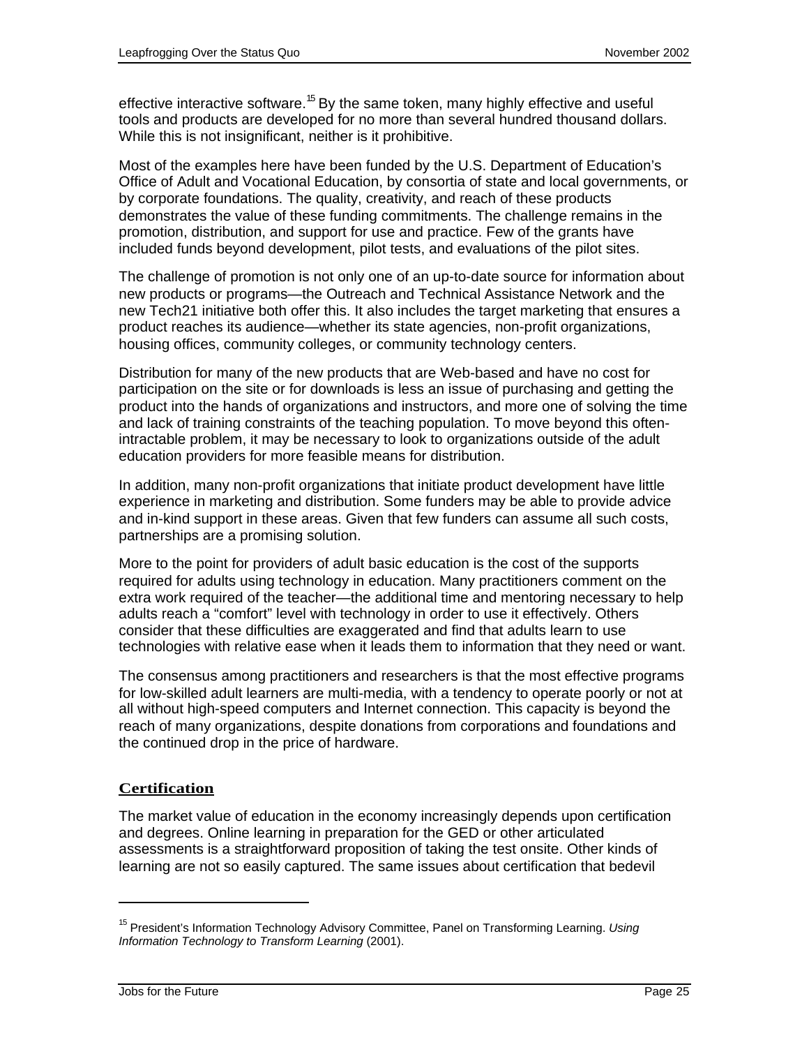effective interactive software.[15] By the same token, many highly effective and useful tools and products are developed for no more than several hundred thousand dollars. While this is not insignificant, neither is it prohibitive.

Most of the examples here have been funded by the U.S. Department of Education's Office of Adult and Vocational Education, by consortia of state and local governments, or by corporate foundations. The quality, creativity, and reach of these products demonstrates the value of these funding commitments. The challenge remains in the promotion, distribution, and support for use and practice. Few of the grants have included funds beyond development, pilot tests, and evaluations of the pilot sites.

The challenge of promotion is not only one of an up-to-date source for information about new products or programs—the Outreach and Technical Assistance Network and the new Tech21 initiative both offer this. It also includes the target marketing that ensures a product reaches its audience—whether its state agencies, non-profit organizations, housing offices, community colleges, or community technology centers.

Distribution for many of the new products that are Web-based and have no cost for participation on the site or for downloads is less an issue of purchasing and getting the product into the hands of organizations and instructors, and more one of solving the time and lack of training constraints of the teaching population. To move beyond this often-intractable problem, it may be necessary to look to organizations outside of the adult education providers for more feasible means for distribution.

In addition, many non-profit organizations that initiate product development have little experience in marketing and distribution. Some funders may be able to provide advice and in-kind support in these areas. Given that few funders can assume all such costs, partnerships are a promising solution.

More to the point for providers of adult basic education is the cost of the supports required for adults using technology in education. Many practitioners comment on the extra work required of the teacher—the additional time and mentoring necessary to help adults reach a "comfort" level with technology in order to use it effectively. Others consider that these difficulties are exaggerated and find that adults learn to use technologies with relative ease when it leads them to information that they need or want.

The consensus among practitioners and researchers is that the most effective programs for low-skilled adult learners are multi-media, with a tendency to operate poorly or not at all without high-speed computers and Internet connection. This capacity is beyond the reach of many organizations, despite donations from corporations and foundations and the continued drop in the price of hardware.

## Certification

The market value of education in the economy increasingly depends upon certification and degrees. Online learning in preparation for the GED or other articulated assessments is a straightforward proposition of taking the test onsite. Other kinds of learning are not so easily captured. The same issues about certification that bedevil

---

[15] President's Information Technology Advisory Committee, Panel on Transforming Learning. *Using Information Technology to Transform Learning* (2001).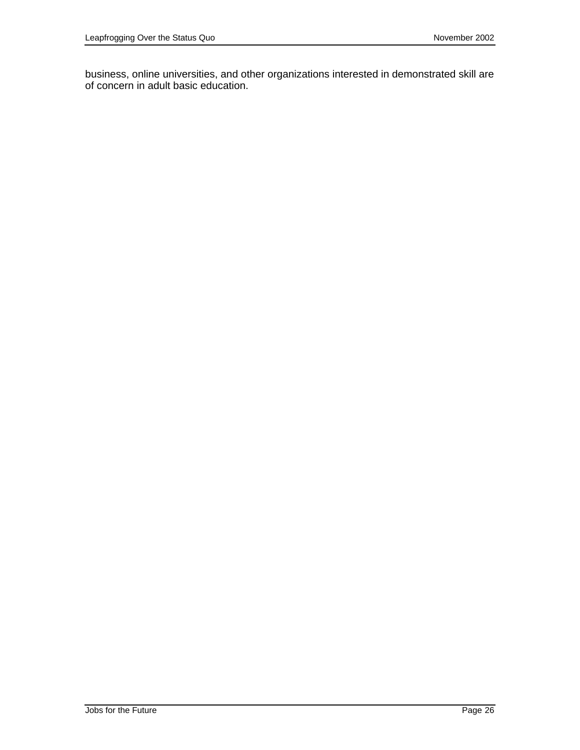business, online universities, and other organizations interested in demonstrated skill are of concern in adult basic education.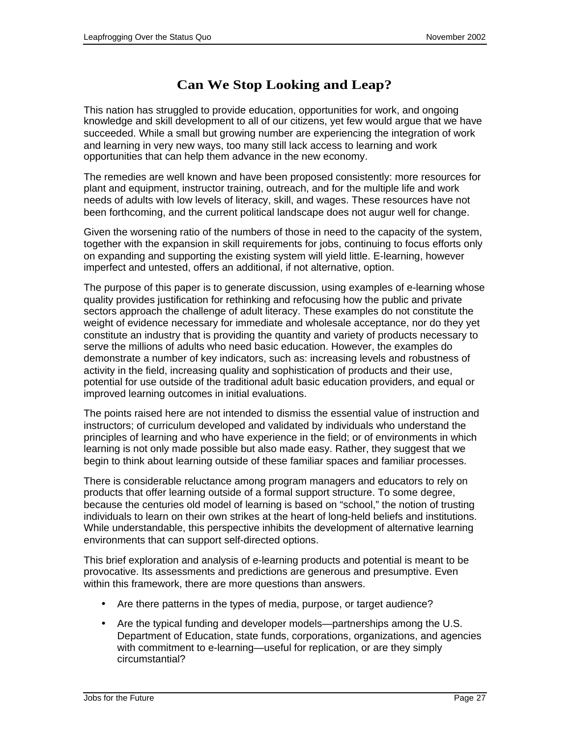# Can We Stop Looking and Leap?

This nation has struggled to provide education, opportunities for work, and ongoing knowledge and skill development to all of our citizens, yet few would argue that we have succeeded. While a small but growing number are experiencing the integration of work and learning in very new ways, too many still lack access to learning and work opportunities that can help them advance in the new economy.

The remedies are well known and have been proposed consistently: more resources for plant and equipment, instructor training, outreach, and for the multiple life and work needs of adults with low levels of literacy, skill, and wages. These resources have not been forthcoming, and the current political landscape does not augur well for change.

Given the worsening ratio of the numbers of those in need to the capacity of the system, together with the expansion in skill requirements for jobs, continuing to focus efforts only on expanding and supporting the existing system will yield little. E-learning, however imperfect and untested, offers an additional, if not alternative, option.

The purpose of this paper is to generate discussion, using examples of e-learning whose quality provides justification for rethinking and refocusing how the public and private sectors approach the challenge of adult literacy. These examples do not constitute the weight of evidence necessary for immediate and wholesale acceptance, nor do they yet constitute an industry that is providing the quantity and variety of products necessary to serve the millions of adults who need basic education. However, the examples do demonstrate a number of key indicators, such as: increasing levels and robustness of activity in the field, increasing quality and sophistication of products and their use, potential for use outside of the traditional adult basic education providers, and equal or improved learning outcomes in initial evaluations.

The points raised here are not intended to dismiss the essential value of instruction and instructors; of curriculum developed and validated by individuals who understand the principles of learning and who have experience in the field; or of environments in which learning is not only made possible but also made easy. Rather, they suggest that we begin to think about learning outside of these familiar spaces and familiar processes.

There is considerable reluctance among program managers and educators to rely on products that offer learning outside of a formal support structure. To some degree, because the centuries old model of learning is based on "school," the notion of trusting individuals to learn on their own strikes at the heart of long-held beliefs and institutions. While understandable, this perspective inhibits the development of alternative learning environments that can support self-directed options.

This brief exploration and analysis of e-learning products and potential is meant to be provocative. Its assessments and predictions are generous and presumptive. Even within this framework, there are more questions than answers.

- Are there patterns in the types of media, purpose, or target audience?
- Are the typical funding and developer models—partnerships among the U.S. Department of Education, state funds, corporations, organizations, and agencies with commitment to e-learning—useful for replication, or are they simply circumstantial?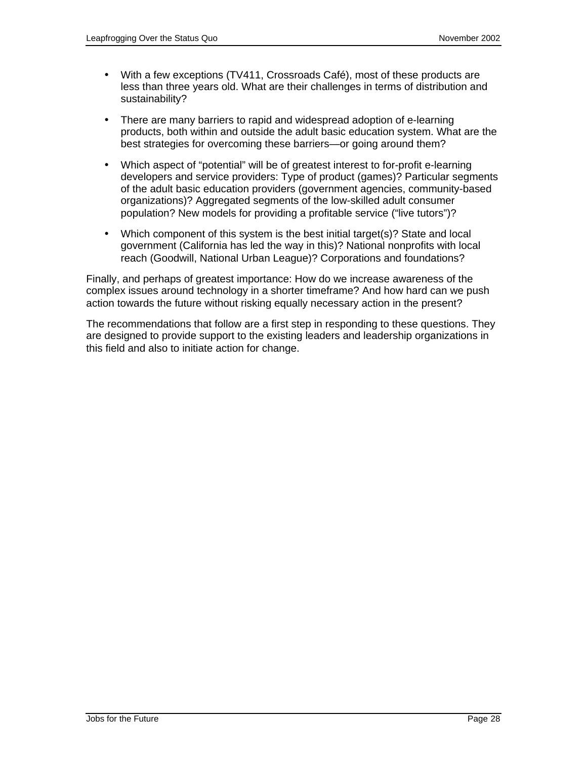- With a few exceptions (TV411, Crossroads Café), most of these products are less than three years old. What are their challenges in terms of distribution and sustainability?
- There are many barriers to rapid and widespread adoption of e-learning products, both within and outside the adult basic education system. What are the best strategies for overcoming these barriers—or going around them?
- Which aspect of "potential" will be of greatest interest to for-profit e-learning developers and service providers: Type of product (games)? Particular segments of the adult basic education providers (government agencies, community-based organizations)? Aggregated segments of the low-skilled adult consumer population? New models for providing a profitable service ("live tutors")?
- Which component of this system is the best initial target(s)? State and local government (California has led the way in this)? National nonprofits with local reach (Goodwill, National Urban League)? Corporations and foundations?

Finally, and perhaps of greatest importance: How do we increase awareness of the complex issues around technology in a shorter timeframe? And how hard can we push action towards the future without risking equally necessary action in the present?

The recommendations that follow are a first step in responding to these questions. They are designed to provide support to the existing leaders and leadership organizations in this field and also to initiate action for change.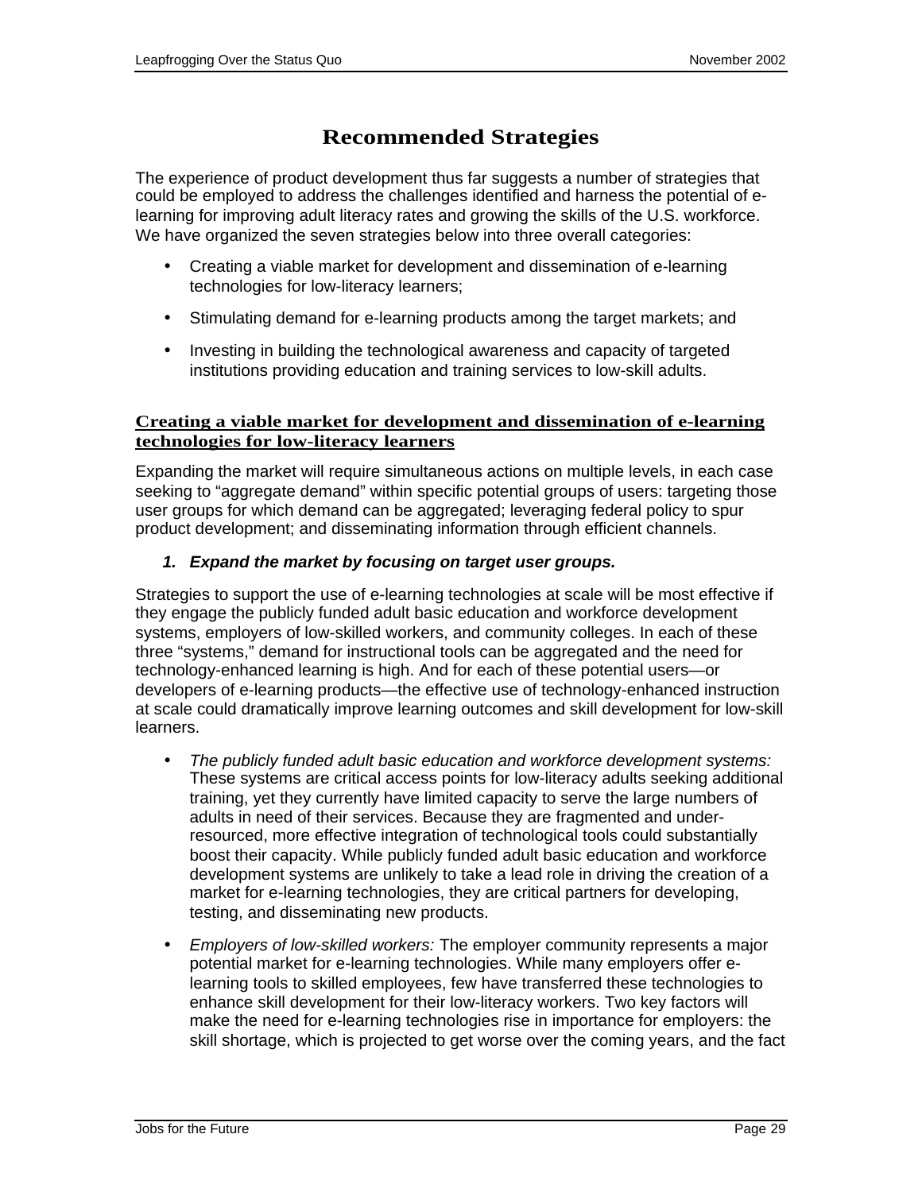# Recommended Strategies

The experience of product development thus far suggests a number of strategies that could be employed to address the challenges identified and harness the potential of e-learning for improving adult literacy rates and growing the skills of the U.S. workforce. We have organized the seven strategies below into three overall categories:

- Creating a viable market for development and dissemination of e-learning technologies for low-literacy learners;
- Stimulating demand for e-learning products among the target markets; and
- Investing in building the technological awareness and capacity of targeted institutions providing education and training services to low-skill adults.

## Creating a viable market for development and dissemination of e-learning technologies for low-literacy learners

Expanding the market will require simultaneous actions on multiple levels, in each case seeking to "aggregate demand" within specific potential groups of users: targeting those user groups for which demand can be aggregated; leveraging federal policy to spur product development; and disseminating information through efficient channels.

1. ***Expand the market by focusing on target user groups.***

Strategies to support the use of e-learning technologies at scale will be most effective if they engage the publicly funded adult basic education and workforce development systems, employers of low-skilled workers, and community colleges. In each of these three "systems," demand for instructional tools can be aggregated and the need for technology-enhanced learning is high. And for each of these potential users—or developers of e-learning products—the effective use of technology-enhanced instruction at scale could dramatically improve learning outcomes and skill development for low-skill learners.

- *The publicly funded adult basic education and workforce development systems:* These systems are critical access points for low-literacy adults seeking additional training, yet they currently have limited capacity to serve the large numbers of adults in need of their services. Because they are fragmented and under-resourced, more effective integration of technological tools could substantially boost their capacity. While publicly funded adult basic education and workforce development systems are unlikely to take a lead role in driving the creation of a market for e-learning technologies, they are critical partners for developing, testing, and disseminating new products.
- *Employers of low-skilled workers:* The employer community represents a major potential market for e-learning technologies. While many employers offer e-learning tools to skilled employees, few have transferred these technologies to enhance skill development for their low-literacy workers. Two key factors will make the need for e-learning technologies rise in importance for employers: the skill shortage, which is projected to get worse over the coming years, and the fact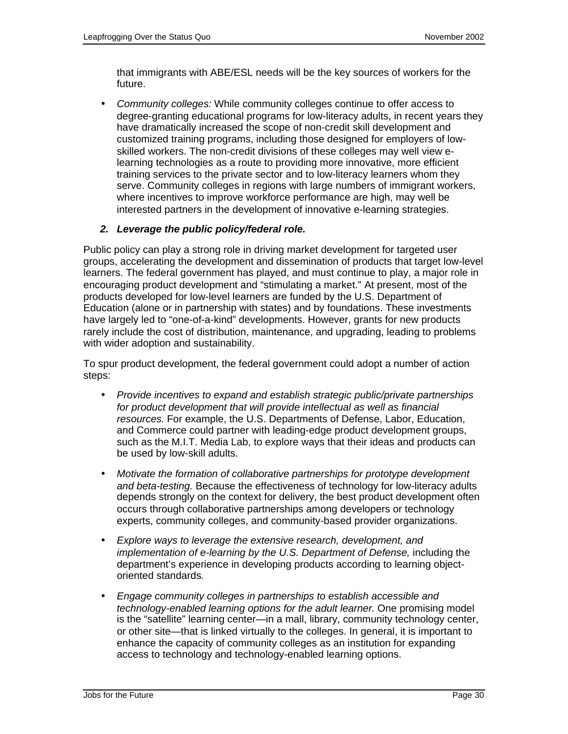that immigrants with ABE/ESL needs will be the key sources of workers for the future.

- *Community colleges:* While community colleges continue to offer access to degree-granting educational programs for low-literacy adults, in recent years they have dramatically increased the scope of non-credit skill development and customized training programs, including those designed for employers of low-skilled workers. The non-credit divisions of these colleges may well view e-learning technologies as a route to providing more innovative, more efficient training services to the private sector and to low-literacy learners whom they serve. Community colleges in regions with large numbers of immigrant workers, where incentives to improve workforce performance are high, may well be interested partners in the development of innovative e-learning strategies.

***2. Leverage the public policy/federal role.***

Public policy can play a strong role in driving market development for targeted user groups, accelerating the development and dissemination of products that target low-level learners. The federal government has played, and must continue to play, a major role in encouraging product development and "stimulating a market." At present, most of the products developed for low-level learners are funded by the U.S. Department of Education (alone or in partnership with states) and by foundations. These investments have largely led to "one-of-a-kind" developments. However, grants for new products rarely include the cost of distribution, maintenance, and upgrading, leading to problems with wider adoption and sustainability.

To spur product development, the federal government could adopt a number of action steps:

- *Provide incentives to expand and establish strategic public/private partnerships for product development that will provide intellectual as well as financial resources.* For example, the U.S. Departments of Defense, Labor, Education, and Commerce could partner with leading-edge product development groups, such as the M.I.T. Media Lab, to explore ways that their ideas and products can be used by low-skill adults.

- *Motivate the formation of collaborative partnerships for prototype development and beta-testing.* Because the effectiveness of technology for low-literacy adults depends strongly on the context for delivery, the best product development often occurs through collaborative partnerships among developers or technology experts, community colleges, and community-based provider organizations.

- *Explore ways to leverage the extensive research, development, and implementation of e-learning by the U.S. Department of Defense,* including the department's experience in developing products according to learning object-oriented standards*.*

- *Engage community colleges in partnerships to establish accessible and technology-enabled learning options for the adult learner.* One promising model is the "satellite" learning center—in a mall, library, community technology center, or other site—that is linked virtually to the colleges. In general, it is important to enhance the capacity of community colleges as an institution for expanding access to technology and technology-enabled learning options.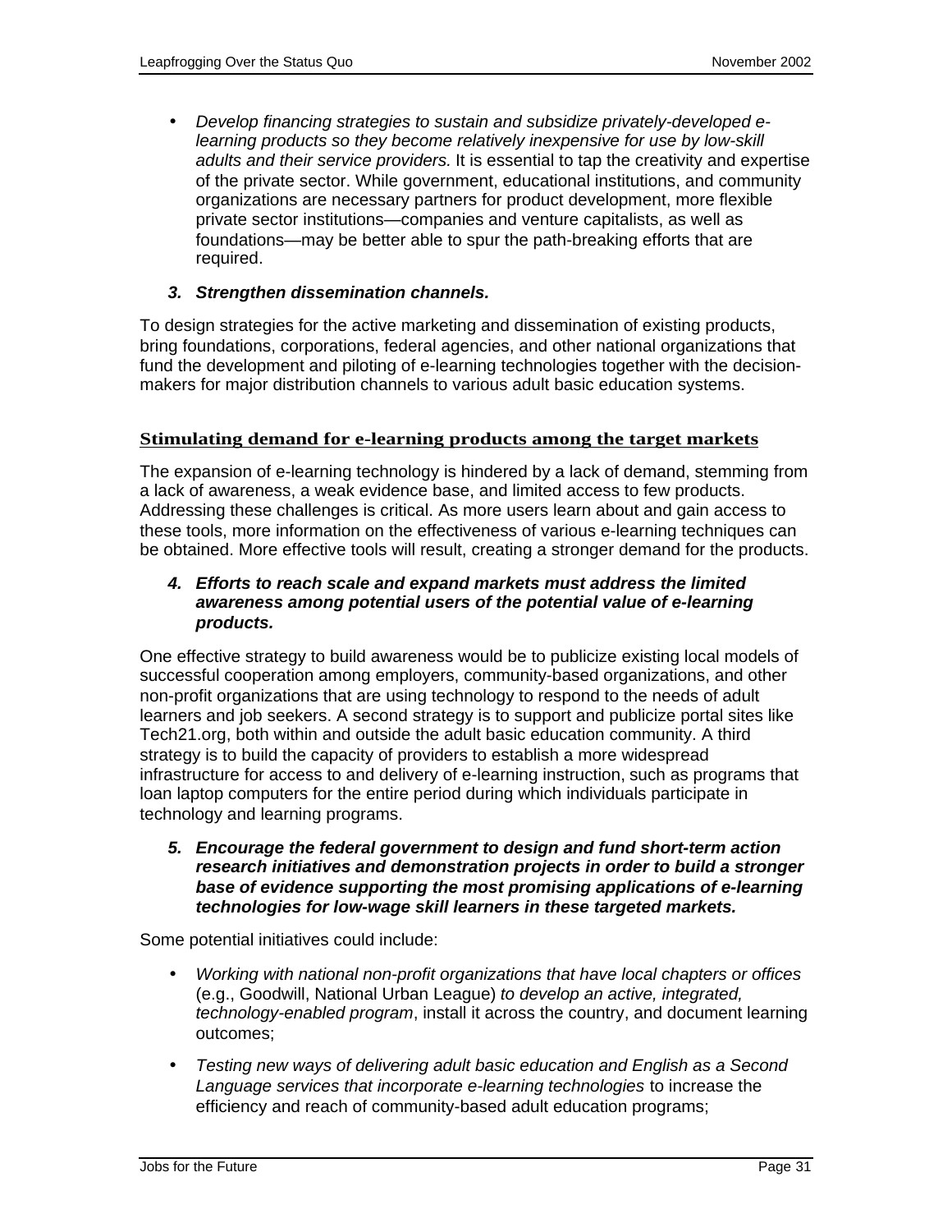- *Develop financing strategies to sustain and subsidize privately-developed e-learning products so they become relatively inexpensive for use by low-skill adults and their service providers.* It is essential to tap the creativity and expertise of the private sector. While government, educational institutions, and community organizations are necessary partners for product development, more flexible private sector institutions—companies and venture capitalists, as well as foundations—may be better able to spur the path-breaking efforts that are required.

***3. Strengthen dissemination channels.***

To design strategies for the active marketing and dissemination of existing products, bring foundations, corporations, federal agencies, and other national organizations that fund the development and piloting of e-learning technologies together with the decision-makers for major distribution channels to various adult basic education systems.

## Stimulating demand for e-learning products among the target markets

The expansion of e-learning technology is hindered by a lack of demand, stemming from a lack of awareness, a weak evidence base, and limited access to few products. Addressing these challenges is critical. As more users learn about and gain access to these tools, more information on the effectiveness of various e-learning techniques can be obtained. More effective tools will result, creating a stronger demand for the products.

***4. Efforts to reach scale and expand markets must address the limited awareness among potential users of the potential value of e-learning products.***

One effective strategy to build awareness would be to publicize existing local models of successful cooperation among employers, community-based organizations, and other non-profit organizations that are using technology to respond to the needs of adult learners and job seekers. A second strategy is to support and publicize portal sites like Tech21.org, both within and outside the adult basic education community. A third strategy is to build the capacity of providers to establish a more widespread infrastructure for access to and delivery of e-learning instruction, such as programs that loan laptop computers for the entire period during which individuals participate in technology and learning programs.

***5. Encourage the federal government to design and fund short-term action research initiatives and demonstration projects in order to build a stronger base of evidence supporting the most promising applications of e-learning technologies for low-wage skill learners in these targeted markets.***

Some potential initiatives could include:

- *Working with national non-profit organizations that have local chapters or offices* (e.g., Goodwill, National Urban League) *to develop an active, integrated, technology-enabled program*, install it across the country, and document learning outcomes;
- *Testing new ways of delivering adult basic education and English as a Second Language services that incorporate e-learning technologies* to increase the efficiency and reach of community-based adult education programs;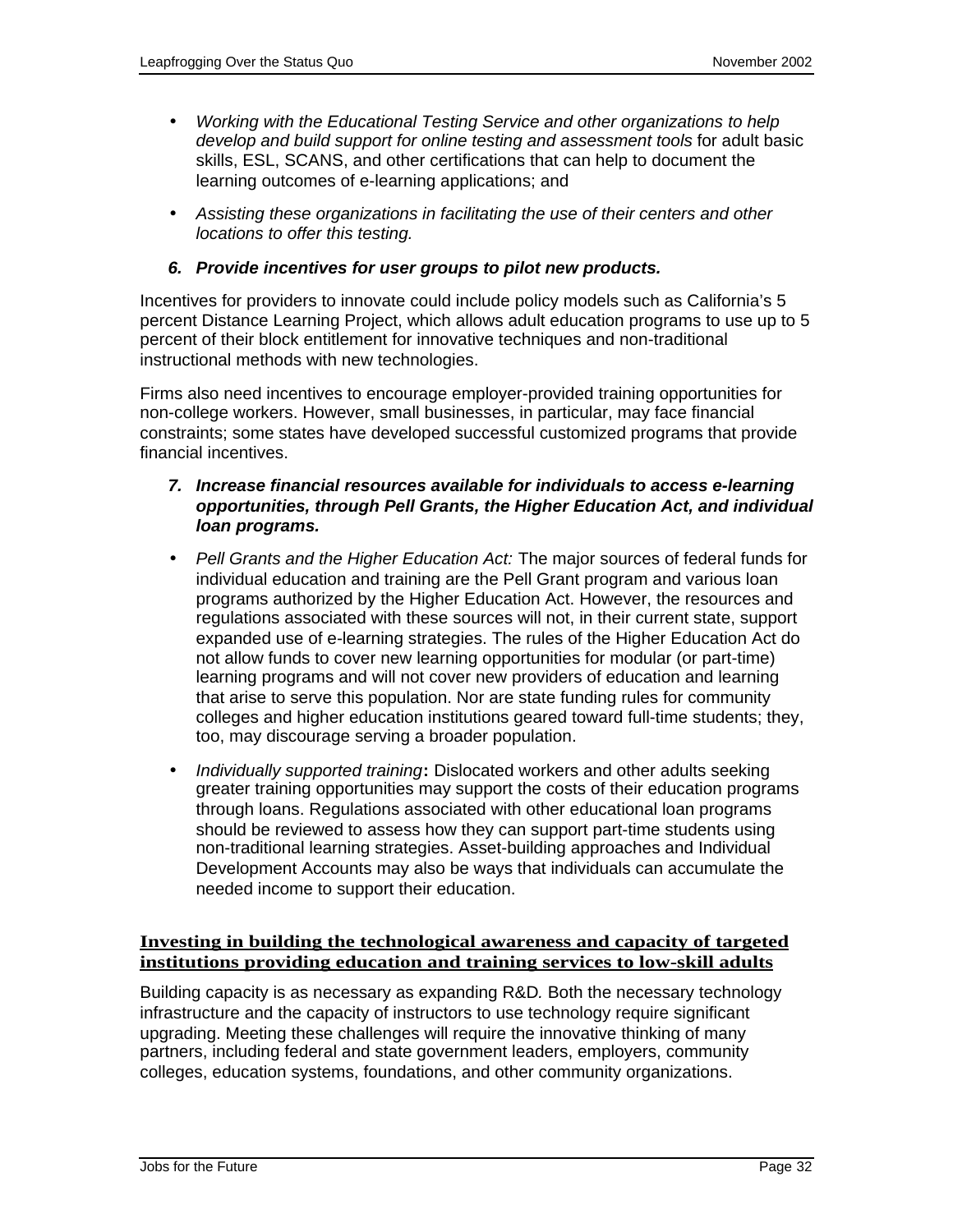- *Working with the Educational Testing Service and other organizations to help develop and build support for online testing and assessment tools* for adult basic skills, ESL, SCANS, and other certifications that can help to document the learning outcomes of e-learning applications; and

- *Assisting these organizations in facilitating the use of their centers and other locations to offer this testing.*

6. ***Provide incentives for user groups to pilot new products.***

Incentives for providers to innovate could include policy models such as California's 5 percent Distance Learning Project, which allows adult education programs to use up to 5 percent of their block entitlement for innovative techniques and non-traditional instructional methods with new technologies.

Firms also need incentives to encourage employer-provided training opportunities for non-college workers. However, small businesses, in particular, may face financial constraints; some states have developed successful customized programs that provide financial incentives.

7. ***Increase financial resources available for individuals to access e-learning opportunities, through Pell Grants, the Higher Education Act, and individual loan programs.***

- *Pell Grants and the Higher Education Act:* The major sources of federal funds for individual education and training are the Pell Grant program and various loan programs authorized by the Higher Education Act. However, the resources and regulations associated with these sources will not, in their current state, support expanded use of e-learning strategies. The rules of the Higher Education Act do not allow funds to cover new learning opportunities for modular (or part-time) learning programs and will not cover new providers of education and learning that arise to serve this population. Nor are state funding rules for community colleges and higher education institutions geared toward full-time students; they, too, may discourage serving a broader population.

- *Individually supported training*: Dislocated workers and other adults seeking greater training opportunities may support the costs of their education programs through loans. Regulations associated with other educational loan programs should be reviewed to assess how they can support part-time students using non-traditional learning strategies. Asset-building approaches and Individual Development Accounts may also be ways that individuals can accumulate the needed income to support their education.

**Investing in building the technological awareness and capacity of targeted institutions providing education and training services to low-skill adults**

Building capacity is as necessary as expanding R&D. Both the necessary technology infrastructure and the capacity of instructors to use technology require significant upgrading. Meeting these challenges will require the innovative thinking of many partners, including federal and state government leaders, employers, community colleges, education systems, foundations, and other community organizations.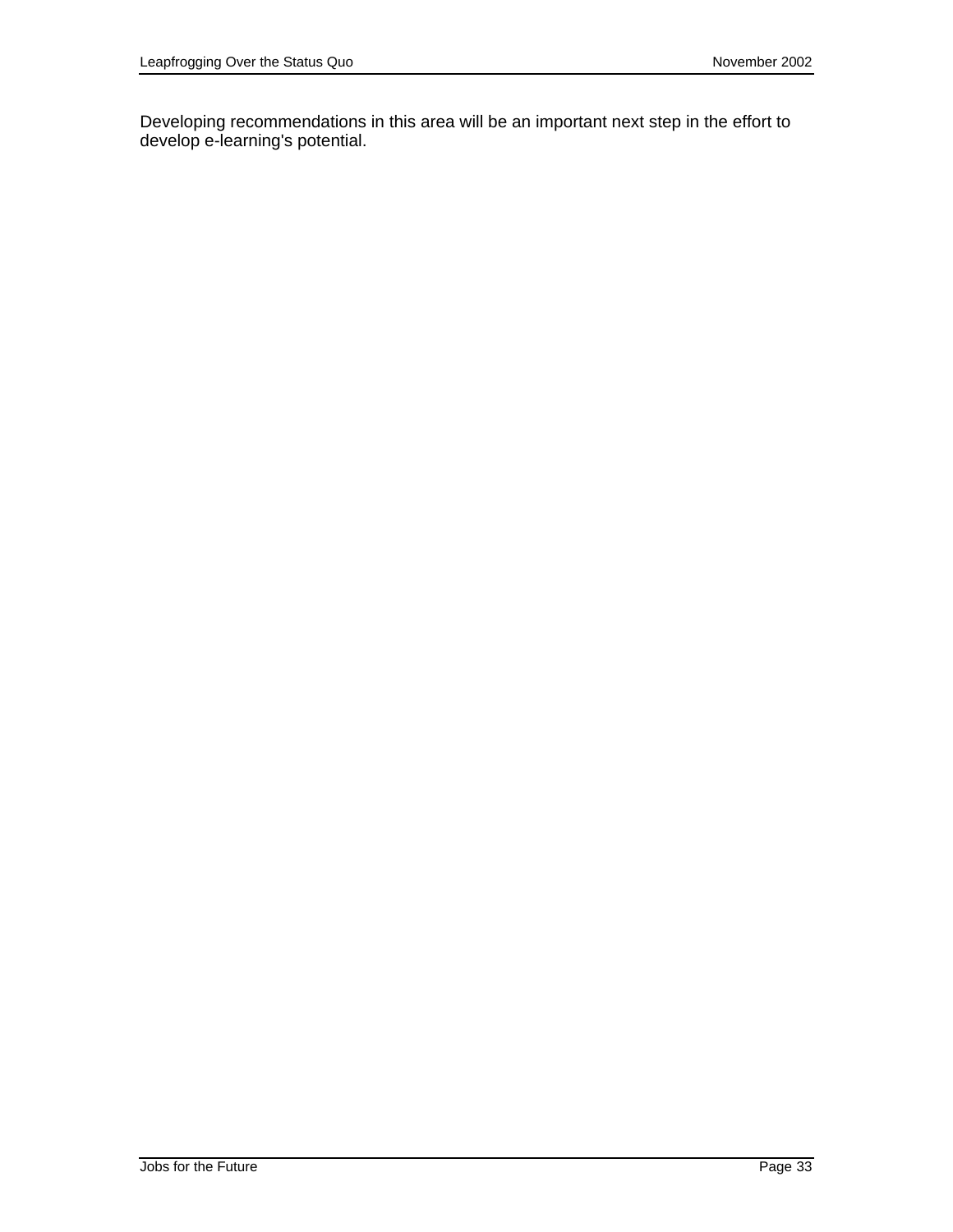Developing recommendations in this area will be an important next step in the effort to develop e-learning's potential.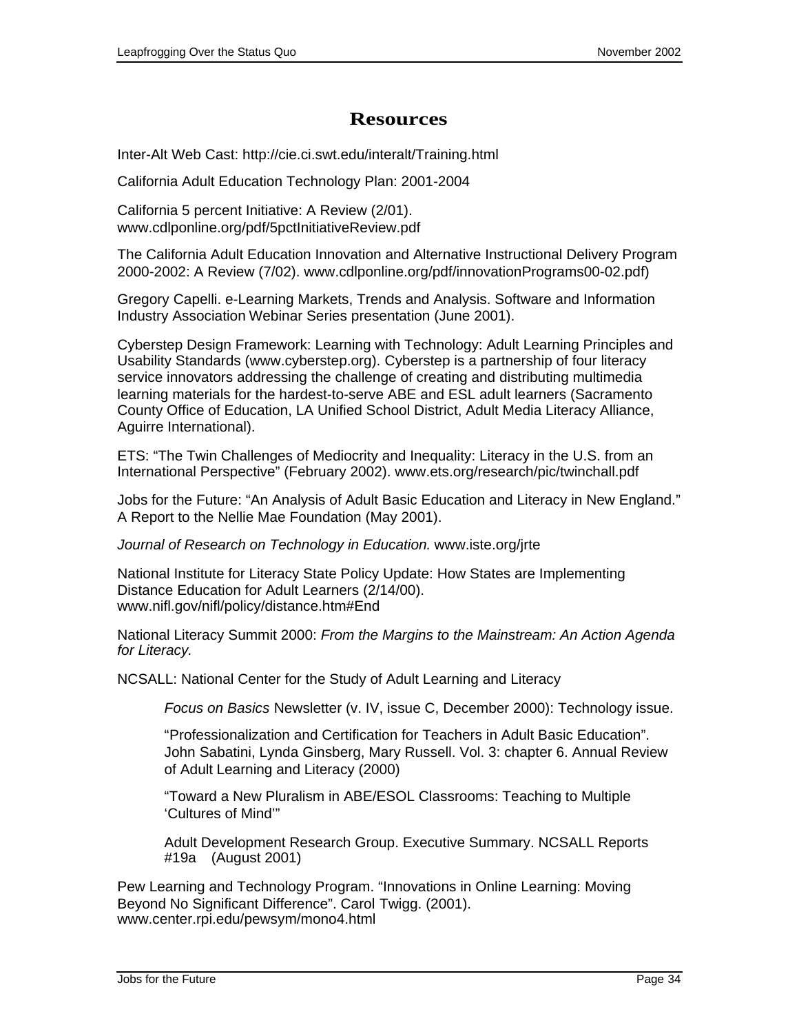# Resources

Inter-Alt Web Cast: http://cie.ci.swt.edu/interalt/Training.html

California Adult Education Technology Plan: 2001-2004

California 5 percent Initiative: A Review (2/01).
www.cdlponline.org/pdf/5pctInitiativeReview.pdf

The California Adult Education Innovation and Alternative Instructional Delivery Program 2000-2002: A Review (7/02). www.cdlponline.org/pdf/innovationPrograms00-02.pdf)

Gregory Capelli. e-Learning Markets, Trends and Analysis. Software and Information Industry Association Webinar Series presentation (June 2001).

Cyberstep Design Framework: Learning with Technology: Adult Learning Principles and Usability Standards (www.cyberstep.org). Cyberstep is a partnership of four literacy service innovators addressing the challenge of creating and distributing multimedia learning materials for the hardest-to-serve ABE and ESL adult learners (Sacramento County Office of Education, LA Unified School District, Adult Media Literacy Alliance, Aguirre International).

ETS: "The Twin Challenges of Mediocrity and Inequality: Literacy in the U.S. from an International Perspective" (February 2002). www.ets.org/research/pic/twinchall.pdf

Jobs for the Future: "An Analysis of Adult Basic Education and Literacy in New England." A Report to the Nellie Mae Foundation (May 2001).

*Journal of Research on Technology in Education.* www.iste.org/jrte

National Institute for Literacy State Policy Update: How States are Implementing Distance Education for Adult Learners (2/14/00).
www.nifl.gov/nifl/policy/distance.htm#End

National Literacy Summit 2000: *From the Margins to the Mainstream: An Action Agenda for Literacy.*

NCSALL: National Center for the Study of Adult Learning and Literacy

> *Focus on Basics* Newsletter (v. IV, issue C, December 2000): Technology issue.
>
> "Professionalization and Certification for Teachers in Adult Basic Education". John Sabatini, Lynda Ginsberg, Mary Russell. Vol. 3: chapter 6. Annual Review of Adult Learning and Literacy (2000)
>
> "Toward a New Pluralism in ABE/ESOL Classrooms: Teaching to Multiple 'Cultures of Mind'"
>
> Adult Development Research Group. Executive Summary. NCSALL Reports #19a (August 2001)

Pew Learning and Technology Program. "Innovations in Online Learning: Moving Beyond No Significant Difference". Carol Twigg. (2001).
www.center.rpi.edu/pewsym/mono4.html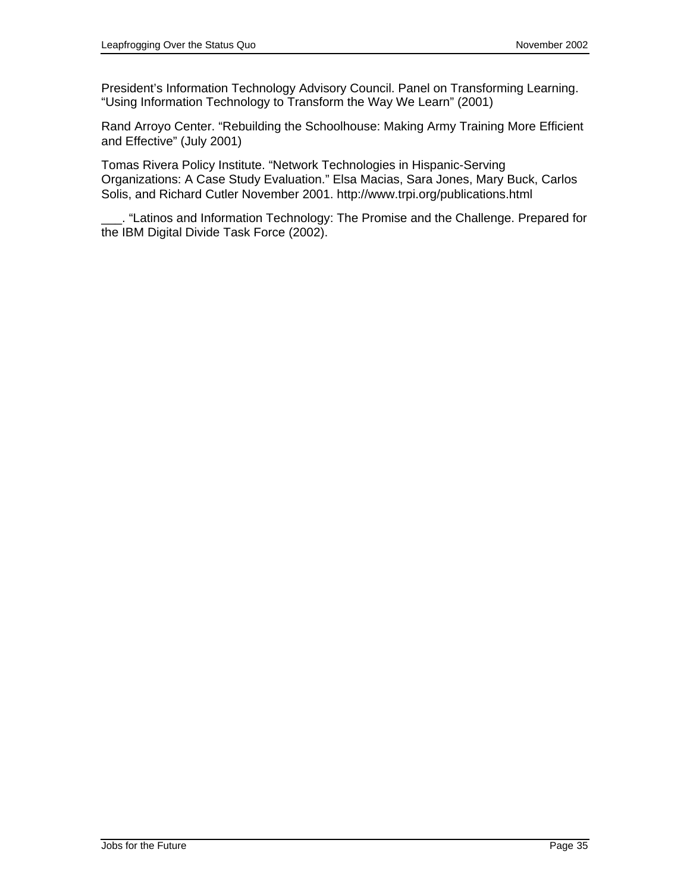President's Information Technology Advisory Council. Panel on Transforming Learning. "Using Information Technology to Transform the Way We Learn" (2001)

Rand Arroyo Center. "Rebuilding the Schoolhouse: Making Army Training More Efficient and Effective" (July 2001)

Tomas Rivera Policy Institute. "Network Technologies in Hispanic-Serving Organizations: A Case Study Evaluation." Elsa Macias, Sara Jones, Mary Buck, Carlos Solis, and Richard Cutler November 2001. http://www.trpi.org/publications.html

___. "Latinos and Information Technology: The Promise and the Challenge. Prepared for the IBM Digital Divide Task Force (2002).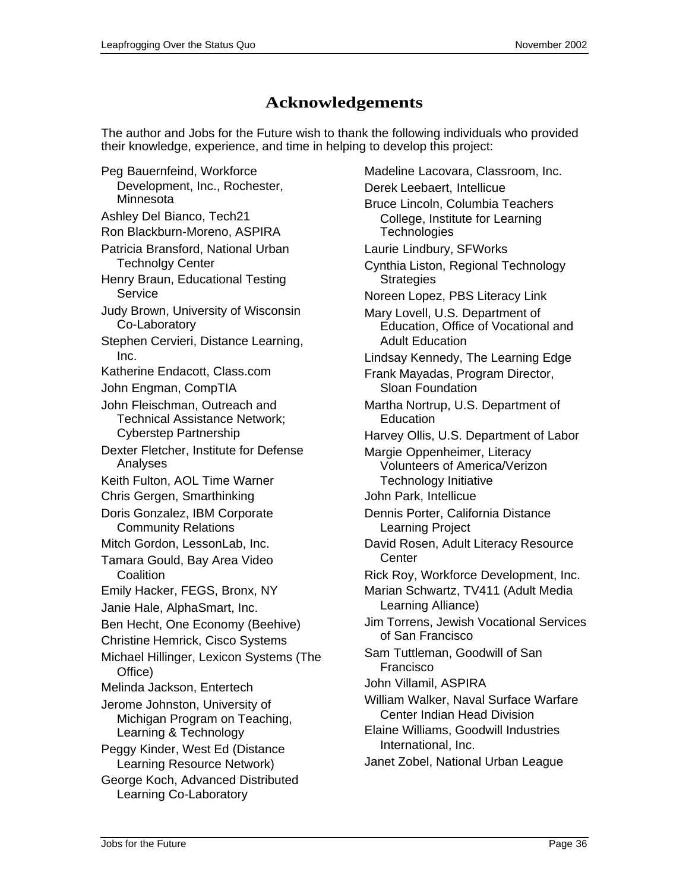# Acknowledgements

The author and Jobs for the Future wish to thank the following individuals who provided their knowledge, experience, and time in helping to develop this project:

Peg Bauernfeind, Workforce Development, Inc., Rochester, Minnesota

Ashley Del Bianco, Tech21

Ron Blackburn-Moreno, ASPIRA

Patricia Bransford, National Urban Technolgy Center

Henry Braun, Educational Testing Service

Judy Brown, University of Wisconsin Co-Laboratory

Stephen Cervieri, Distance Learning, Inc.

Katherine Endacott, Class.com

John Engman, CompTIA

John Fleischman, Outreach and Technical Assistance Network; Cyberstep Partnership

Dexter Fletcher, Institute for Defense Analyses

Keith Fulton, AOL Time Warner

Chris Gergen, Smarthinking

Doris Gonzalez, IBM Corporate Community Relations

Mitch Gordon, LessonLab, Inc.

Tamara Gould, Bay Area Video Coalition

Emily Hacker, FEGS, Bronx, NY

Janie Hale, AlphaSmart, Inc.

Ben Hecht, One Economy (Beehive)

Christine Hemrick, Cisco Systems

Michael Hillinger, Lexicon Systems (The Office)

Melinda Jackson, Entertech

Jerome Johnston, University of Michigan Program on Teaching, Learning & Technology

Peggy Kinder, West Ed (Distance Learning Resource Network)

George Koch, Advanced Distributed Learning Co-Laboratory

Madeline Lacovara, Classroom, Inc.

Derek Leebaert, Intellicue

Bruce Lincoln, Columbia Teachers College, Institute for Learning Technologies

Laurie Lindbury, SFWorks

Cynthia Liston, Regional Technology Strategies

Noreen Lopez, PBS Literacy Link

Mary Lovell, U.S. Department of Education, Office of Vocational and Adult Education

Lindsay Kennedy, The Learning Edge

Frank Mayadas, Program Director, Sloan Foundation

Martha Nortrup, U.S. Department of Education

Harvey Ollis, U.S. Department of Labor

Margie Oppenheimer, Literacy Volunteers of America/Verizon Technology Initiative

John Park, Intellicue

Dennis Porter, California Distance Learning Project

David Rosen, Adult Literacy Resource Center

Rick Roy, Workforce Development, Inc.

Marian Schwartz, TV411 (Adult Media Learning Alliance)

Jim Torrens, Jewish Vocational Services of San Francisco

Sam Tuttleman, Goodwill of San Francisco

John Villamil, ASPIRA

William Walker, Naval Surface Warfare Center Indian Head Division

Elaine Williams, Goodwill Industries International, Inc.

Janet Zobel, National Urban League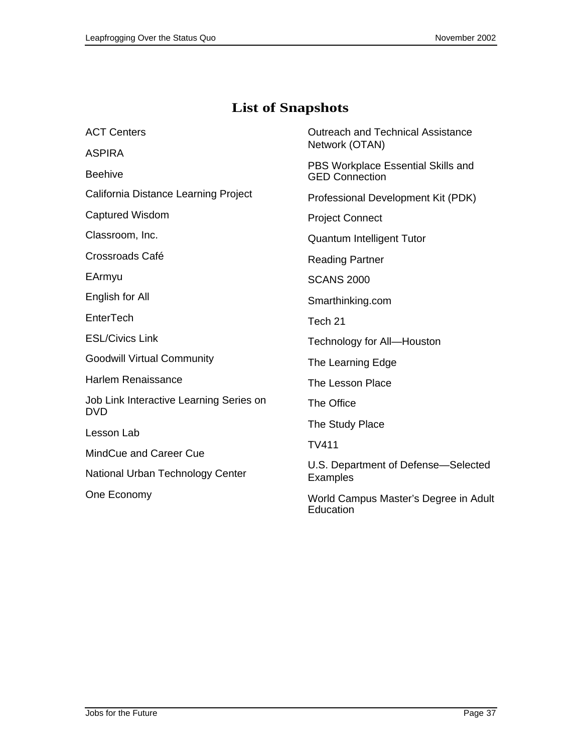# List of Snapshots

- ACT Centers
- ASPIRA
- Beehive
- California Distance Learning Project
- Captured Wisdom
- Classroom, Inc.
- Crossroads Café
- EArmyu
- English for All
- EnterTech
- ESL/Civics Link
- Goodwill Virtual Community
- Harlem Renaissance
- Job Link Interactive Learning Series on DVD
- Lesson Lab
- MindCue and Career Cue
- National Urban Technology Center
- One Economy
- Outreach and Technical Assistance Network (OTAN)
- PBS Workplace Essential Skills and GED Connection
- Professional Development Kit (PDK)
- Project Connect
- Quantum Intelligent Tutor
- Reading Partner
- SCANS 2000
- Smarthinking.com
- Tech 21
- Technology for All—Houston
- The Learning Edge
- The Lesson Place
- The Office
- The Study Place
- TV411
- U.S. Department of Defense—Selected Examples
- World Campus Master's Degree in Adult Education